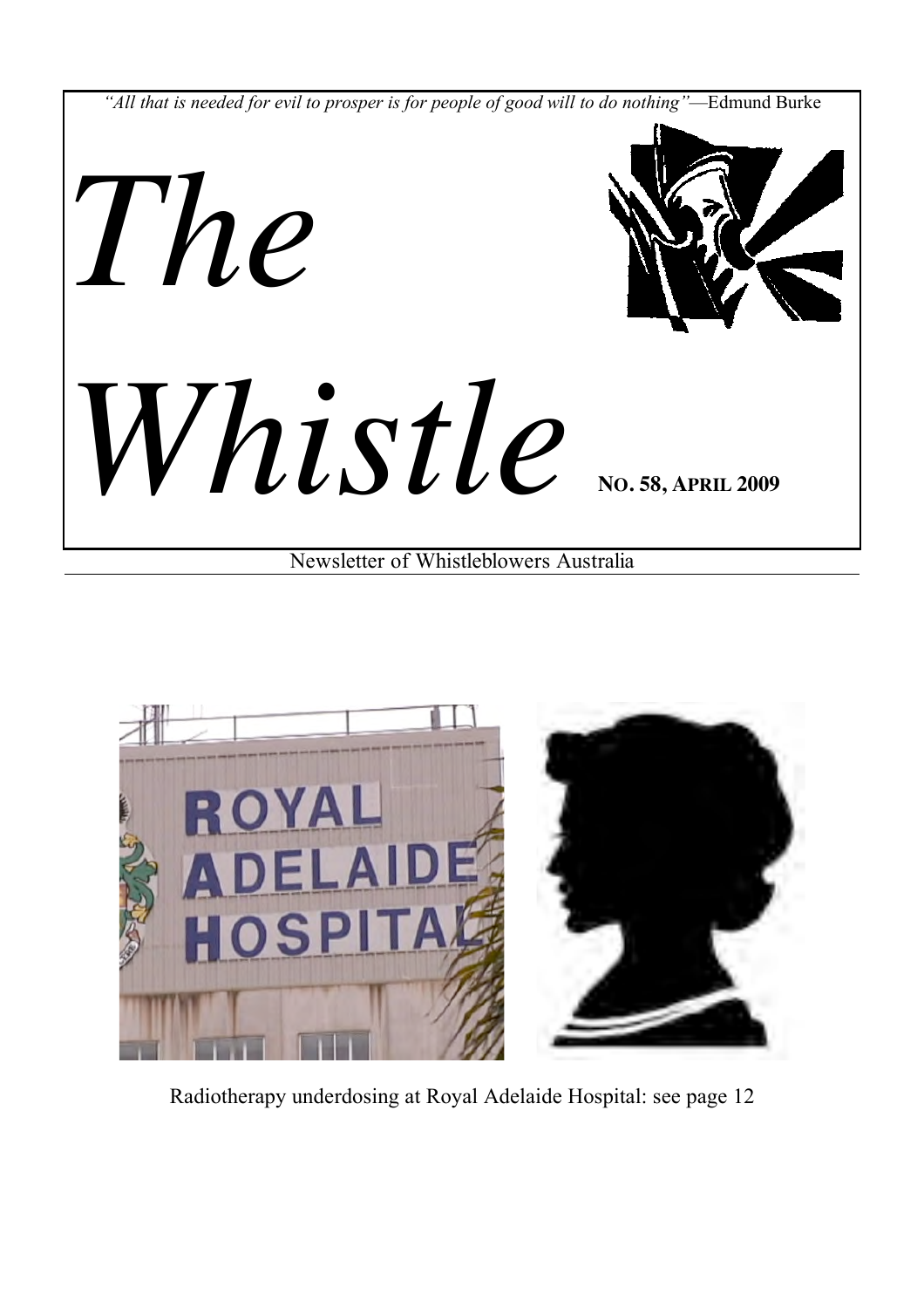*"All that is needed for evil to prosper is for people of good will to do nothing"*—Edmund Burke

# *The Whistle*

**NO. 58, APRIL 2009**

Newsletter of Whistleblowers Australia

Radiotherapy underdosing at Royal Adelaide Hospital: see page 12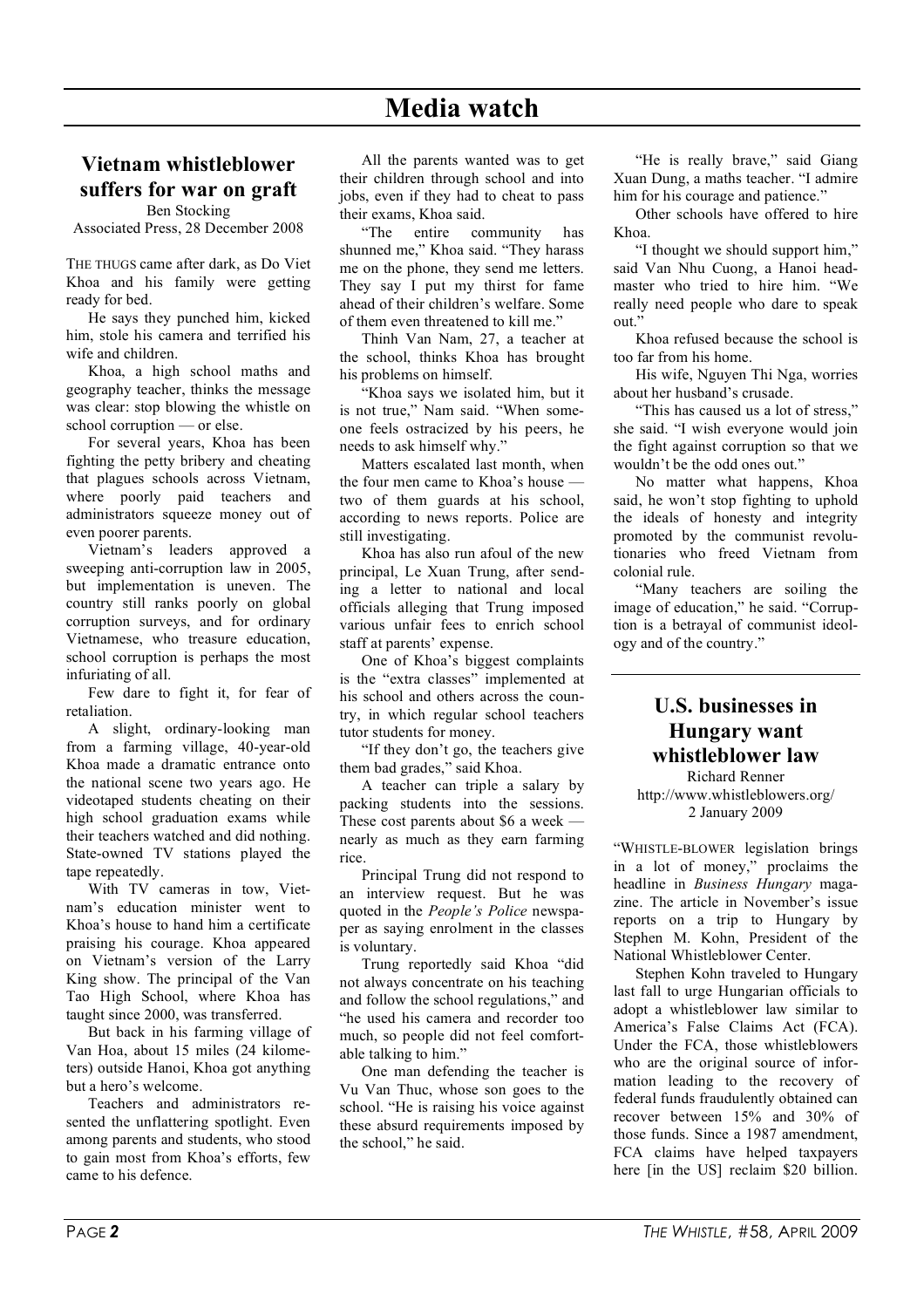# Media watch

## Vietnam whistleblower suffers for war on graft

Ben Stocking
Associated Press, 28 December 2008

THE THUGS came after dark, as Do Viet Khoa and his family were getting ready for bed.

He says they punched him, kicked him, stole his camera and terrified his wife and children.

Khoa, a high school maths and geography teacher, thinks the message was clear: stop blowing the whistle on school corruption — or else.

For several years, Khoa has been fighting the petty bribery and cheating that plagues schools across Vietnam, where poorly paid teachers and administrators squeeze money out of even poorer parents.

Vietnam's leaders approved a sweeping anti-corruption law in 2005, but implementation is uneven. The country still ranks poorly on global corruption surveys, and for ordinary Vietnamese, who treasure education, school corruption is perhaps the most infuriating of all.

Few dare to fight it, for fear of retaliation.

A slight, ordinary-looking man from a farming village, 40-year-old Khoa made a dramatic entrance onto the national scene two years ago. He videotaped students cheating on their high school graduation exams while their teachers watched and did nothing. State-owned TV stations played the tape repeatedly.

With TV cameras in tow, Vietnam's education minister went to Khoa's house to hand him a certificate praising his courage. Khoa appeared on Vietnam's version of the Larry King show. The principal of the Van Tao High School, where Khoa has taught since 2000, was transferred.

But back in his farming village of Van Hoa, about 15 miles (24 kilometers) outside Hanoi, Khoa got anything but a hero's welcome.

Teachers and administrators resented the unflattering spotlight. Even among parents and students, who stood to gain most from Khoa's efforts, few came to his defence.

All the parents wanted was to get their children through school and into jobs, even if they had to cheat to pass their exams, Khoa said.

"The entire community has shunned me," Khoa said. "They harass me on the phone, they send me letters. They say I put my thirst for fame ahead of their children's welfare. Some of them even threatened to kill me."

Thinh Van Nam, 27, a teacher at the school, thinks Khoa has brought his problems on himself.

"Khoa says we isolated him, but it is not true," Nam said. "When someone feels ostracized by his peers, he needs to ask himself why."

Matters escalated last month, when the four men came to Khoa's house — two of them guards at his school, according to news reports. Police are still investigating.

Khoa has also run afoul of the new principal, Le Xuan Trung, after sending a letter to national and local officials alleging that Trung imposed various unfair fees to enrich school staff at parents' expense.

One of Khoa's biggest complaints is the "extra classes" implemented at his school and others across the country, in which regular school teachers tutor students for money.

"If they don't go, the teachers give them bad grades," said Khoa.

A teacher can triple a salary by packing students into the sessions. These cost parents about $6 a week — nearly as much as they earn farming rice.

Principal Trung did not respond to an interview request. But he was quoted in the *People's Police* newspaper as saying enrolment in the classes is voluntary.

Trung reportedly said Khoa "did not always concentrate on his teaching and follow the school regulations," and "he used his camera and recorder too much, so people did not feel comfortable talking to him."

One man defending the teacher is Vu Van Thuc, whose son goes to the school. "He is raising his voice against these absurd requirements imposed by the school," he said.

"He is really brave," said Giang Xuan Dung, a maths teacher. "I admire him for his courage and patience."

Other schools have offered to hire Khoa.

"I thought we should support him," said Van Nhu Cuong, a Hanoi headmaster who tried to hire him. "We really need people who dare to speak out."

Khoa refused because the school is too far from his home.

His wife, Nguyen Thi Nga, worries about her husband's crusade.

"This has caused us a lot of stress," she said. "I wish everyone would join the fight against corruption so that we wouldn't be the odd ones out."

No matter what happens, Khoa said, he won't stop fighting to uphold the ideals of honesty and integrity promoted by the communist revolutionaries who freed Vietnam from colonial rule.

"Many teachers are soiling the image of education," he said. "Corruption is a betrayal of communist ideology and of the country."

## U.S. businesses in Hungary want whistleblower law

Richard Renner
http://www.whistleblowers.org/
2 January 2009

"WHISTLE-BLOWER legislation brings in a lot of money," proclaims the headline in *Business Hungary* magazine. The article in November's issue reports on a trip to Hungary by Stephen M. Kohn, President of the National Whistleblower Center.

Stephen Kohn traveled to Hungary last fall to urge Hungarian officials to adopt a whistleblower law similar to America's False Claims Act (FCA). Under the FCA, those whistleblowers who are the original source of information leading to the recovery of federal funds fraudulently obtained can recover between 15% and 30% of those funds. Since a 1987 amendment, FCA claims have helped taxpayers here [in the US] reclaim $20 billion.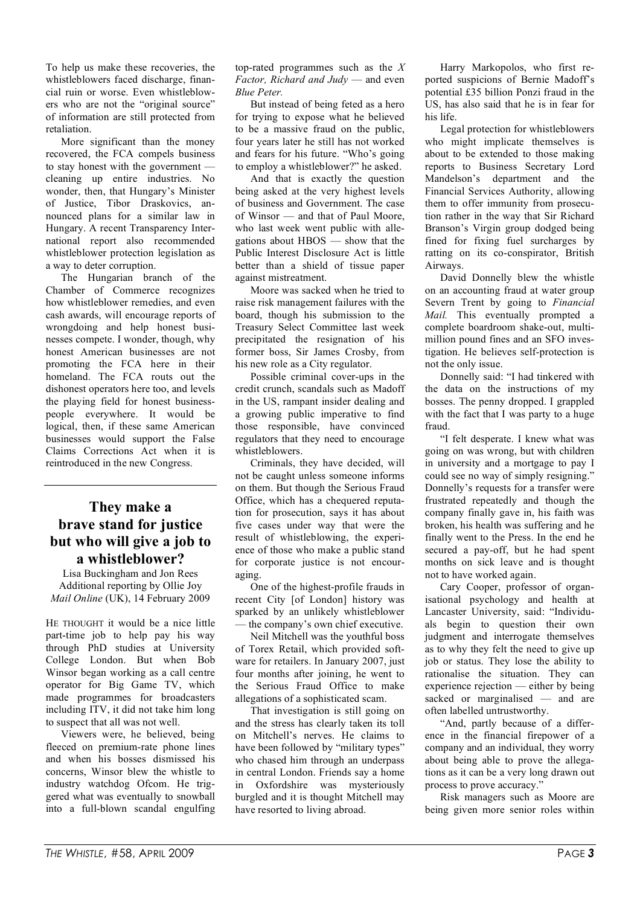To help us make these recoveries, the whistleblowers faced discharge, financial ruin or worse. Even whistleblowers who are not the "original source" of information are still protected from retaliation.

More significant than the money recovered, the FCA compels business to stay honest with the government — cleaning up entire industries. No wonder, then, that Hungary's Minister of Justice, Tibor Draskovics, announced plans for a similar law in Hungary. A recent Transparency International report also recommended whistleblower protection legislation as a way to deter corruption.

The Hungarian branch of the Chamber of Commerce recognizes how whistleblower remedies, and even cash awards, will encourage reports of wrongdoing and help honest businesses compete. I wonder, though, why honest American businesses are not promoting the FCA here in their homeland. The FCA routs out the dishonest operators here too, and levels the playing field for honest businesspeople everywhere. It would be logical, then, if these same American businesses would support the False Claims Corrections Act when it is reintroduced in the new Congress.

---

## They make a brave stand for justice but who will give a job to a whistleblower?

Lisa Buckingham and Jon Rees
Additional reporting by Ollie Joy
*Mail Online* (UK), 14 February 2009

HE THOUGHT it would be a nice little part-time job to help pay his way through PhD studies at University College London. But when Bob Winsor began working as a call centre operator for Big Game TV, which made programmes for broadcasters including ITV, it did not take him long to suspect that all was not well.

Viewers were, he believed, being fleeced on premium-rate phone lines and when his bosses dismissed his concerns, Winsor blew the whistle to industry watchdog Ofcom. He triggered what was eventually to snowball into a full-blown scandal engulfing top-rated programmes such as the *X Factor, Richard and Judy* — and even *Blue Peter.*

But instead of being feted as a hero for trying to expose what he believed to be a massive fraud on the public, four years later he still has not worked and fears for his future. "Who's going to employ a whistleblower?" he asked.

And that is exactly the question being asked at the very highest levels of business and Government. The case of Winsor — and that of Paul Moore, who last week went public with allegations about HBOS — show that the Public Interest Disclosure Act is little better than a shield of tissue paper against mistreatment.

Moore was sacked when he tried to raise risk management failures with the board, though his submission to the Treasury Select Committee last week precipitated the resignation of his former boss, Sir James Crosby, from his new role as a City regulator.

Possible criminal cover-ups in the credit crunch, scandals such as Madoff in the US, rampant insider dealing and a growing public imperative to find those responsible, have convinced regulators that they need to encourage whistleblowers.

Criminals, they have decided, will not be caught unless someone informs on them. But though the Serious Fraud Office, which has a chequered reputation for prosecution, says it has about five cases under way that were the result of whistleblowing, the experience of those who make a public stand for corporate justice is not encouraging.

One of the highest-profile frauds in recent City [of London] history was sparked by an unlikely whistleblower — the company's own chief executive.

Neil Mitchell was the youthful boss of Torex Retail, which provided software for retailers. In January 2007, just four months after joining, he went to the Serious Fraud Office to make allegations of a sophisticated scam.

That investigation is still going on and the stress has clearly taken its toll on Mitchell's nerves. He claims to have been followed by "military types" who chased him through an underpass in central London. Friends say a home in Oxfordshire was mysteriously burgled and it is thought Mitchell may have resorted to living abroad.

Harry Markopolos, who first reported suspicions of Bernie Madoff's potential £35 billion Ponzi fraud in the US, has also said that he is in fear for his life.

Legal protection for whistleblowers who might implicate themselves is about to be extended to those making reports to Business Secretary Lord Mandelson's department and the Financial Services Authority, allowing them to offer immunity from prosecution rather in the way that Sir Richard Branson's Virgin group dodged being fined for fixing fuel surcharges by ratting on its co-conspirator, British Airways.

David Donnelly blew the whistle on an accounting fraud at water group Severn Trent by going to *Financial Mail.* This eventually prompted a complete boardroom shake-out, multimillion pound fines and an SFO investigation. He believes self-protection is not the only issue.

Donnelly said: "I had tinkered with the data on the instructions of my bosses. The penny dropped. I grappled with the fact that I was party to a huge fraud.

"I felt desperate. I knew what was going on was wrong, but with children in university and a mortgage to pay I could see no way of simply resigning." Donnelly's requests for a transfer were frustrated repeatedly and though the company finally gave in, his faith was broken, his health was suffering and he finally went to the Press. In the end he secured a pay-off, but he had spent months on sick leave and is thought not to have worked again.

Cary Cooper, professor of organisational psychology and health at Lancaster University, said: "Individuals begin to question their own judgment and interrogate themselves as to why they felt the need to give up job or status. They lose the ability to rationalise the situation. They can experience rejection — either by being sacked or marginalised — and are often labelled untrustworthy.

"And, partly because of a difference in the financial firepower of a company and an individual, they worry about being able to prove the allegations as it can be a very long drawn out process to prove accuracy."

Risk managers such as Moore are being given more senior roles within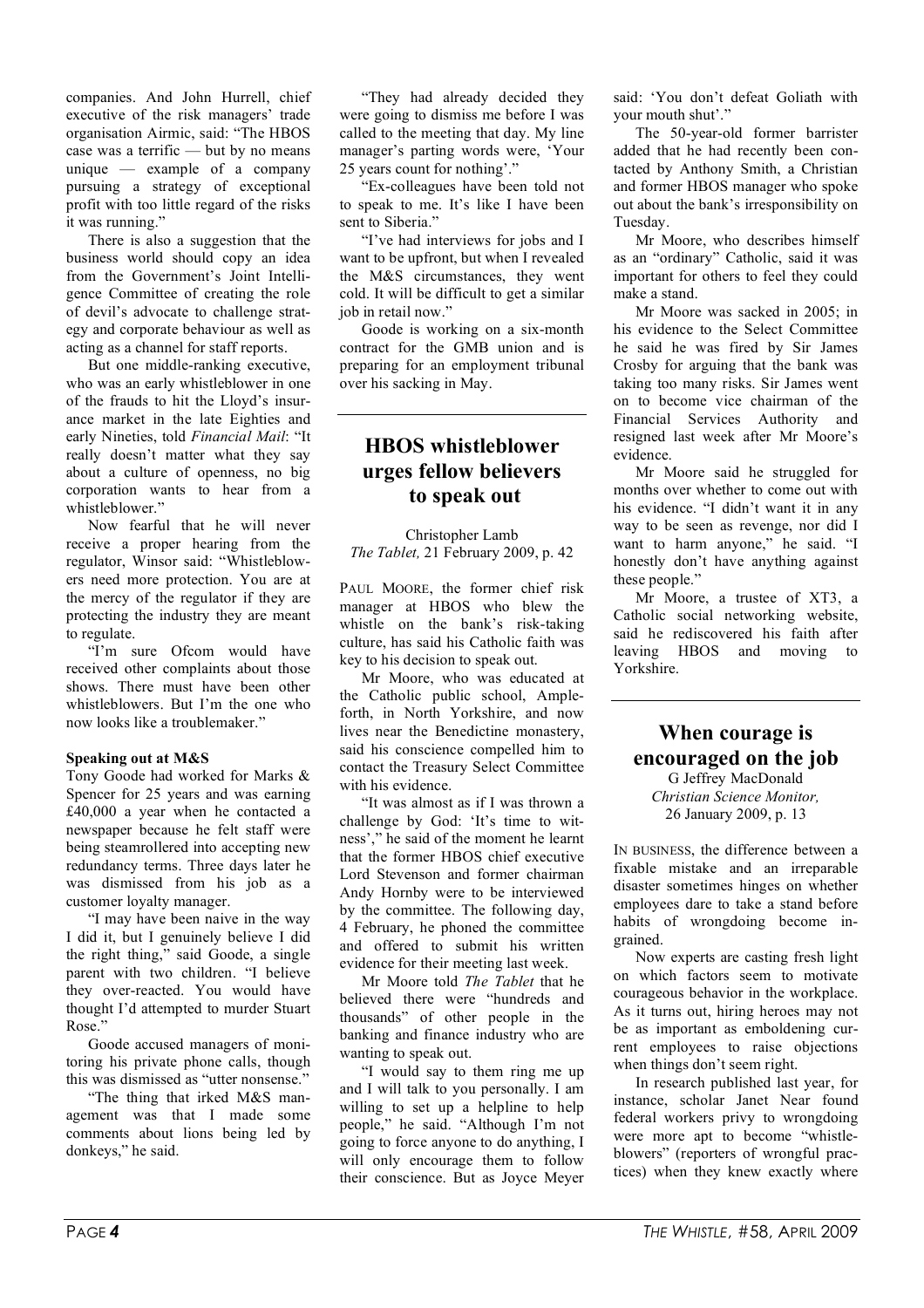companies. And John Hurrell, chief executive of the risk managers' trade organisation Airmic, said: "The HBOS case was a terrific — but by no means unique — example of a company pursuing a strategy of exceptional profit with too little regard of the risks it was running."

There is also a suggestion that the business world should copy an idea from the Government's Joint Intelligence Committee of creating the role of devil's advocate to challenge strategy and corporate behaviour as well as acting as a channel for staff reports.

But one middle-ranking executive, who was an early whistleblower in one of the frauds to hit the Lloyd's insurance market in the late Eighties and early Nineties, told *Financial Mail*: "It really doesn't matter what they say about a culture of openness, no big corporation wants to hear from a whistleblower."

Now fearful that he will never receive a proper hearing from the regulator, Winsor said: "Whistleblowers need more protection. You are at the mercy of the regulator if they are protecting the industry they are meant to regulate.

"I'm sure Ofcom would have received other complaints about those shows. There must have been other whistleblowers. But I'm the one who now looks like a troublemaker."

**Speaking out at M&S**

Tony Goode had worked for Marks & Spencer for 25 years and was earning £40,000 a year when he contacted a newspaper because he felt staff were being steamrollered into accepting new redundancy terms. Three days later he was dismissed from his job as a customer loyalty manager.

"I may have been naive in the way I did it, but I genuinely believe I did the right thing," said Goode, a single parent with two children. "I believe they over-reacted. You would have thought I'd attempted to murder Stuart Rose."

Goode accused managers of monitoring his private phone calls, though this was dismissed as "utter nonsense."

"The thing that irked M&S management was that I made some comments about lions being led by donkeys," he said.

"They had already decided they were going to dismiss me before I was called to the meeting that day. My line manager's parting words were, 'Your 25 years count for nothing'."

"Ex-colleagues have been told not to speak to me. It's like I have been sent to Siberia."

"I've had interviews for jobs and I want to be upfront, but when I revealed the M&S circumstances, they went cold. It will be difficult to get a similar job in retail now."

Goode is working on a six-month contract for the GMB union and is preparing for an employment tribunal over his sacking in May.

## HBOS whistleblower urges fellow believers to speak out

Christopher Lamb
*The Tablet,* 21 February 2009, p. 42

PAUL MOORE, the former chief risk manager at HBOS who blew the whistle on the bank's risk-taking culture, has said his Catholic faith was key to his decision to speak out.

Mr Moore, who was educated at the Catholic public school, Ampleforth, in North Yorkshire, and now lives near the Benedictine monastery, said his conscience compelled him to contact the Treasury Select Committee with his evidence.

"It was almost as if I was thrown a challenge by God: 'It's time to witness'," he said of the moment he learnt that the former HBOS chief executive Lord Stevenson and former chairman Andy Hornby were to be interviewed by the committee. The following day, 4 February, he phoned the committee and offered to submit his written evidence for their meeting last week.

Mr Moore told *The Tablet* that he believed there were "hundreds and thousands" of other people in the banking and finance industry who are wanting to speak out.

"I would say to them ring me up and I will talk to you personally. I am willing to set up a helpline to help people," he said. "Although I'm not going to force anyone to do anything, I will only encourage them to follow their conscience. But as Joyce Meyer said: 'You don't defeat Goliath with your mouth shut'."

The 50-year-old former barrister added that he had recently been contacted by Anthony Smith, a Christian and former HBOS manager who spoke out about the bank's irresponsibility on Tuesday.

Mr Moore, who describes himself as an "ordinary" Catholic, said it was important for others to feel they could make a stand.

Mr Moore was sacked in 2005; in his evidence to the Select Committee he said he was fired by Sir James Crosby for arguing that the bank was taking too many risks. Sir James went on to become vice chairman of the Financial Services Authority and resigned last week after Mr Moore's evidence.

Mr Moore said he struggled for months over whether to come out with his evidence. "I didn't want it in any way to be seen as revenge, nor did I want to harm anyone," he said. "I honestly don't have anything against these people."

Mr Moore, a trustee of XT3, a Catholic social networking website, said he rediscovered his faith after leaving HBOS and moving to Yorkshire.

## When courage is encouraged on the job

G Jeffrey MacDonald
*Christian Science Monitor,* 26 January 2009, p. 13

IN BUSINESS, the difference between a fixable mistake and an irreparable disaster sometimes hinges on whether employees dare to take a stand before habits of wrongdoing become ingrained.

Now experts are casting fresh light on which factors seem to motivate courageous behavior in the workplace. As it turns out, hiring heroes may not be as important as emboldening current employees to raise objections when things don't seem right.

In research published last year, for instance, scholar Janet Near found federal workers privy to wrongdoing were more apt to become "whistleblowers" (reporters of wrongful practices) when they knew exactly where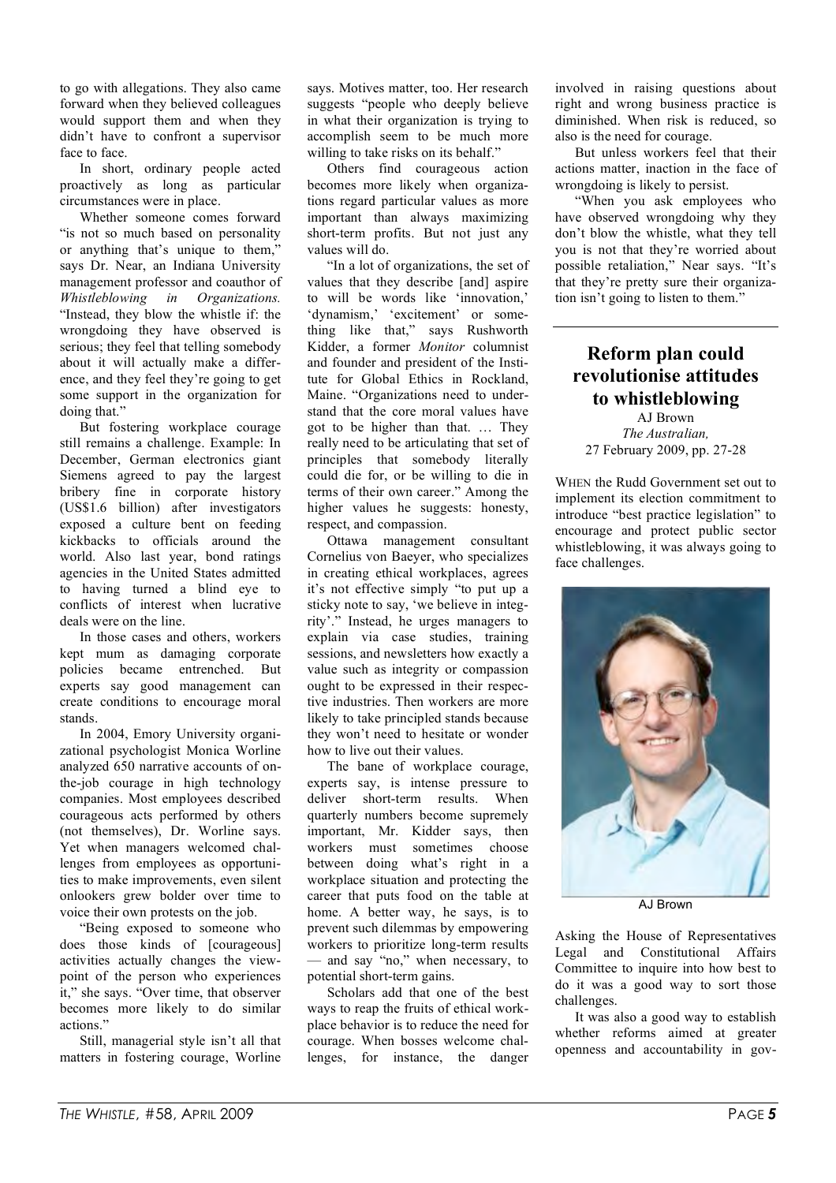to go with allegations. They also came forward when they believed colleagues would support them and when they didn't have to confront a supervisor face to face.

In short, ordinary people acted proactively as long as particular circumstances were in place.

Whether someone comes forward "is not so much based on personality or anything that's unique to them," says Dr. Near, an Indiana University management professor and coauthor of *Whistleblowing in Organizations.* "Instead, they blow the whistle if: the wrongdoing they have observed is serious; they feel that telling somebody about it will actually make a difference, and they feel they're going to get some support in the organization for doing that."

But fostering workplace courage still remains a challenge. Example: In December, German electronics giant Siemens agreed to pay the largest bribery fine in corporate history (US$1.6 billion) after investigators exposed a culture bent on feeding kickbacks to officials around the world. Also last year, bond ratings agencies in the United States admitted to having turned a blind eye to conflicts of interest when lucrative deals were on the line.

In those cases and others, workers kept mum as damaging corporate policies became entrenched. But experts say good management can create conditions to encourage moral stands.

In 2004, Emory University organizational psychologist Monica Worline analyzed 650 narrative accounts of on-the-job courage in high technology companies. Most employees described courageous acts performed by others (not themselves), Dr. Worline says. Yet when managers welcomed challenges from employees as opportunities to make improvements, even silent onlookers grew bolder over time to voice their own protests on the job.

"Being exposed to someone who does those kinds of [courageous] activities actually changes the viewpoint of the person who experiences it," she says. "Over time, that observer becomes more likely to do similar actions."

Still, managerial style isn't all that matters in fostering courage, Worline says. Motives matter, too. Her research suggests "people who deeply believe in what their organization is trying to accomplish seem to be much more willing to take risks on its behalf."

Others find courageous action becomes more likely when organizations regard particular values as more important than always maximizing short-term profits. But not just any values will do.

"In a lot of organizations, the set of values that they describe [and] aspire to will be words like 'innovation,' 'dynamism,' 'excitement' or something like that," says Rushworth Kidder, a former *Monitor* columnist and founder and president of the Institute for Global Ethics in Rockland, Maine. "Organizations need to understand that the core moral values have got to be higher than that. … They really need to be articulating that set of principles that somebody literally could die for, or be willing to die in terms of their own career." Among the higher values he suggests: honesty, respect, and compassion.

Ottawa management consultant Cornelius von Baeyer, who specializes in creating ethical workplaces, agrees it's not effective simply "to put up a sticky note to say, 'we believe in integrity'." Instead, he urges managers to explain via case studies, training sessions, and newsletters how exactly a value such as integrity or compassion ought to be expressed in their respective industries. Then workers are more likely to take principled stands because they won't need to hesitate or wonder how to live out their values.

The bane of workplace courage, experts say, is intense pressure to deliver short-term results. When quarterly numbers become supremely important, Mr. Kidder says, then workers must sometimes choose between doing what's right in a workplace situation and protecting the career that puts food on the table at home. A better way, he says, is to prevent such dilemmas by empowering workers to prioritize long-term results — and say "no," when necessary, to potential short-term gains.

Scholars add that one of the best ways to reap the fruits of ethical workplace behavior is to reduce the need for courage. When bosses welcome challenges, for instance, the danger involved in raising questions about right and wrong business practice is diminished. When risk is reduced, so also is the need for courage.

But unless workers feel that their actions matter, inaction in the face of wrongdoing is likely to persist.

"When you ask employees who have observed wrongdoing why they don't blow the whistle, what they tell you is not that they're worried about possible retaliation," Near says. "It's that they're pretty sure their organization isn't going to listen to them."

---

## Reform plan could revolutionise attitudes to whistleblowing

AJ Brown
*The Australian,*
27 February 2009, pp. 27-28

WHEN the Rudd Government set out to implement its election commitment to introduce "best practice legislation" to encourage and protect public sector whistleblowing, it was always going to face challenges.

AJ Brown

Asking the House of Representatives Legal and Constitutional Affairs Committee to inquire into how best to do it was a good way to sort those challenges.

It was also a good way to establish whether reforms aimed at greater openness and accountability in gov-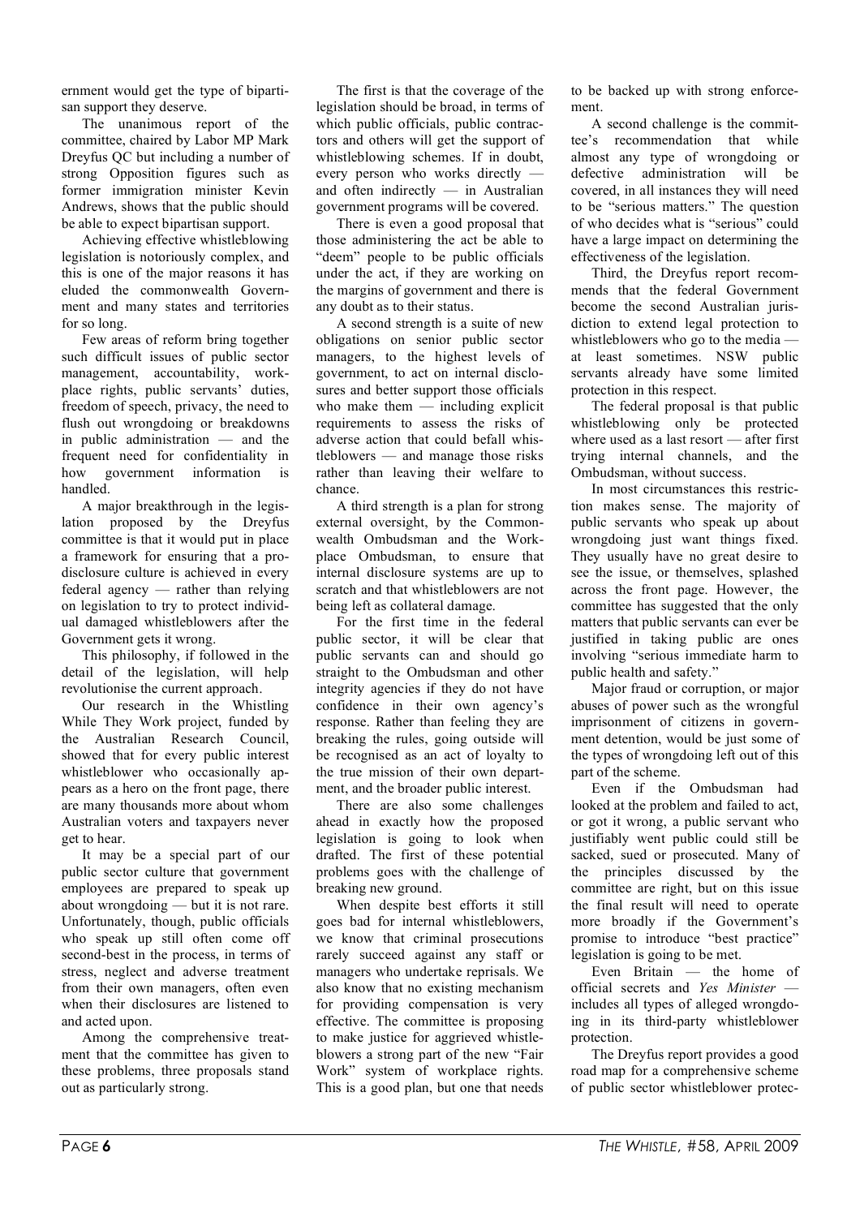ernment would get the type of bipartisan support they deserve.

The unanimous report of the committee, chaired by Labor MP Mark Dreyfus QC but including a number of strong Opposition figures such as former immigration minister Kevin Andrews, shows that the public should be able to expect bipartisan support.

Achieving effective whistleblowing legislation is notoriously complex, and this is one of the major reasons it has eluded the commonwealth Government and many states and territories for so long.

Few areas of reform bring together such difficult issues of public sector management, accountability, workplace rights, public servants' duties, freedom of speech, privacy, the need to flush out wrongdoing or breakdowns in public administration — and the frequent need for confidentiality in how government information is handled.

A major breakthrough in the legislation proposed by the Dreyfus committee is that it would put in place a framework for ensuring that a pro-disclosure culture is achieved in every federal agency — rather than relying on legislation to try to protect individual damaged whistleblowers after the Government gets it wrong.

This philosophy, if followed in the detail of the legislation, will help revolutionise the current approach.

Our research in the Whistling While They Work project, funded by the Australian Research Council, showed that for every public interest whistleblower who occasionally appears as a hero on the front page, there are many thousands more about whom Australian voters and taxpayers never get to hear.

It may be a special part of our public sector culture that government employees are prepared to speak up about wrongdoing — but it is not rare. Unfortunately, though, public officials who speak up still often come off second-best in the process, in terms of stress, neglect and adverse treatment from their own managers, often even when their disclosures are listened to and acted upon.

Among the comprehensive treatment that the committee has given to these problems, three proposals stand out as particularly strong.

The first is that the coverage of the legislation should be broad, in terms of which public officials, public contractors and others will get the support of whistleblowing schemes. If in doubt, every person who works directly — and often indirectly — in Australian government programs will be covered.

There is even a good proposal that those administering the act be able to "deem" people to be public officials under the act, if they are working on the margins of government and there is any doubt as to their status.

A second strength is a suite of new obligations on senior public sector managers, to the highest levels of government, to act on internal disclosures and better support those officials who make them — including explicit requirements to assess the risks of adverse action that could befall whistleblowers — and manage those risks rather than leaving their welfare to chance.

A third strength is a plan for strong external oversight, by the Commonwealth Ombudsman and the Workplace Ombudsman, to ensure that internal disclosure systems are up to scratch and that whistleblowers are not being left as collateral damage.

For the first time in the federal public sector, it will be clear that public servants can and should go straight to the Ombudsman and other integrity agencies if they do not have confidence in their own agency's response. Rather than feeling they are breaking the rules, going outside will be recognised as an act of loyalty to the true mission of their own department, and the broader public interest.

There are also some challenges ahead in exactly how the proposed legislation is going to look when drafted. The first of these potential problems goes with the challenge of breaking new ground.

When despite best efforts it still goes bad for internal whistleblowers, we know that criminal prosecutions rarely succeed against any staff or managers who undertake reprisals. We also know that no existing mechanism for providing compensation is very effective. The committee is proposing to make justice for aggrieved whistleblowers a strong part of the new "Fair Work" system of workplace rights. This is a good plan, but one that needs to be backed up with strong enforcement.

A second challenge is the committee's recommendation that while almost any type of wrongdoing or defective administration will be covered, in all instances they will need to be "serious matters." The question of who decides what is "serious" could have a large impact on determining the effectiveness of the legislation.

Third, the Dreyfus report recommends that the federal Government become the second Australian jurisdiction to extend legal protection to whistleblowers who go to the media — at least sometimes. NSW public servants already have some limited protection in this respect.

The federal proposal is that public whistleblowing only be protected where used as a last resort — after first trying internal channels, and the Ombudsman, without success.

In most circumstances this restriction makes sense. The majority of public servants who speak up about wrongdoing just want things fixed. They usually have no great desire to see the issue, or themselves, splashed across the front page. However, the committee has suggested that the only matters that public servants can ever be justified in taking public are ones involving "serious immediate harm to public health and safety."

Major fraud or corruption, or major abuses of power such as the wrongful imprisonment of citizens in government detention, would be just some of the types of wrongdoing left out of this part of the scheme.

Even if the Ombudsman had looked at the problem and failed to act, or got it wrong, a public servant who justifiably went public could still be sacked, sued or prosecuted. Many of the principles discussed by the committee are right, but on this issue the final result will need to operate more broadly if the Government's promise to introduce "best practice" legislation is going to be met.

Even Britain — the home of official secrets and *Yes Minister* — includes all types of alleged wrongdoing in its third-party whistleblower protection.

The Dreyfus report provides a good road map for a comprehensive scheme of public sector whistleblower protec-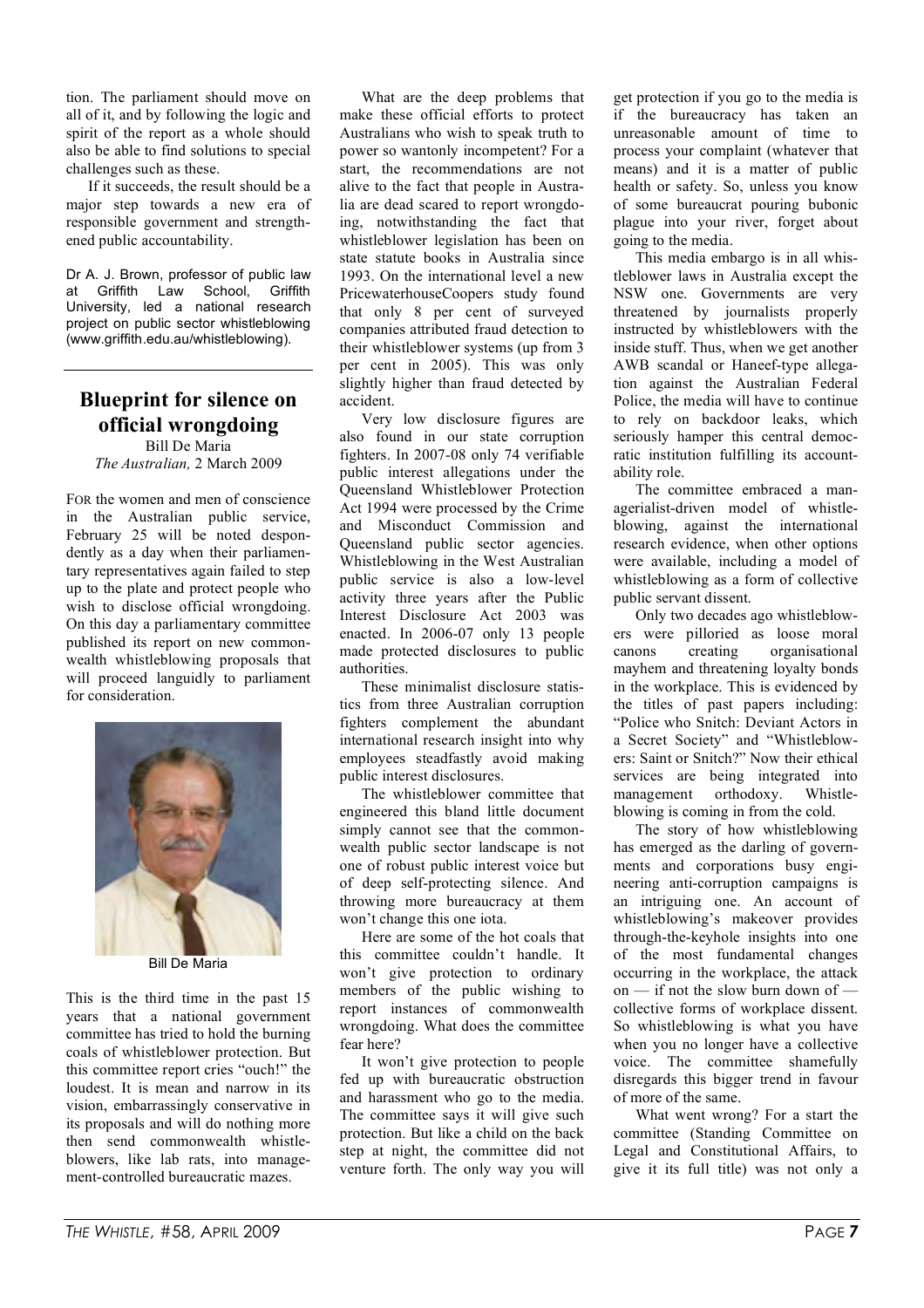tion. The parliament should move on all of it, and by following the logic and spirit of the report as a whole should also be able to find solutions to special challenges such as these.

If it succeeds, the result should be a major step towards a new era of responsible government and strengthened public accountability.

Dr A. J. Brown, professor of public law at Griffith Law School, Griffith University, led a national research project on public sector whistleblowing (www.griffith.edu.au/whistleblowing).

## Blueprint for silence on official wrongdoing

Bill De Maria
*The Australian,* 2 March 2009

FOR the women and men of conscience in the Australian public service, February 25 will be noted despondently as a day when their parliamentary representatives again failed to step up to the plate and protect people who wish to disclose official wrongdoing. On this day a parliamentary committee published its report on new commonwealth whistleblowing proposals that will proceed languidly to parliament for consideration.

Bill De Maria

This is the third time in the past 15 years that a national government committee has tried to hold the burning coals of whistleblower protection. But this committee report cries "ouch!" the loudest. It is mean and narrow in its vision, embarrassingly conservative in its proposals and will do nothing more then send commonwealth whistleblowers, like lab rats, into management-controlled bureaucratic mazes.

What are the deep problems that make these official efforts to protect Australians who wish to speak truth to power so wantonly incompetent? For a start, the recommendations are not alive to the fact that people in Australia are dead scared to report wrongdoing, notwithstanding the fact that whistleblower legislation has been on state statute books in Australia since 1993. On the international level a new PricewaterhouseCoopers study found that only 8 per cent of surveyed companies attributed fraud detection to their whistleblower systems (up from 3 per cent in 2005). This was only slightly higher than fraud detected by accident.

Very low disclosure figures are also found in our state corruption fighters. In 2007-08 only 74 verifiable public interest allegations under the Queensland Whistleblower Protection Act 1994 were processed by the Crime and Misconduct Commission and Queensland public sector agencies. Whistleblowing in the West Australian public service is also a low-level activity three years after the Public Interest Disclosure Act 2003 was enacted. In 2006-07 only 13 people made protected disclosures to public authorities.

These minimalist disclosure statistics from three Australian corruption fighters complement the abundant international research insight into why employees steadfastly avoid making public interest disclosures.

The whistleblower committee that engineered this bland little document simply cannot see that the commonwealth public sector landscape is not one of robust public interest voice but of deep self-protecting silence. And throwing more bureaucracy at them won't change this one iota.

Here are some of the hot coals that this committee couldn't handle. It won't give protection to ordinary members of the public wishing to report instances of commonwealth wrongdoing. What does the committee fear here?

It won't give protection to people fed up with bureaucratic obstruction and harassment who go to the media. The committee says it will give such protection. But like a child on the back step at night, the committee did not venture forth. The only way you will get protection if you go to the media is if the bureaucracy has taken an unreasonable amount of time to process your complaint (whatever that means) and it is a matter of public health or safety. So, unless you know of some bureaucrat pouring bubonic plague into your river, forget about going to the media.

This media embargo is in all whistleblower laws in Australia except the NSW one. Governments are very threatened by journalists properly instructed by whistleblowers with the inside stuff. Thus, when we get another AWB scandal or Haneef-type allegation against the Australian Federal Police, the media will have to continue to rely on backdoor leaks, which seriously hamper this central democratic institution fulfilling its accountability role.

The committee embraced a managerialist-driven model of whistleblowing, against the international research evidence, when other options were available, including a model of whistleblowing as a form of collective public servant dissent.

Only two decades ago whistleblowers were pilloried as loose moral canons creating organisational mayhem and threatening loyalty bonds in the workplace. This is evidenced by the titles of past papers including: "Police who Snitch: Deviant Actors in a Secret Society" and "Whistleblowers: Saint or Snitch?" Now their ethical services are being integrated into management orthodoxy. Whistleblowing is coming in from the cold.

The story of how whistleblowing has emerged as the darling of governments and corporations busy engineering anti-corruption campaigns is an intriguing one. An account of whistleblowing's makeover provides through-the-keyhole insights into one of the most fundamental changes occurring in the workplace, the attack on — if not the slow burn down of — collective forms of workplace dissent. So whistleblowing is what you have when you no longer have a collective voice. The committee shamefully disregards this bigger trend in favour of more of the same.

What went wrong? For a start the committee (Standing Committee on Legal and Constitutional Affairs, to give it its full title) was not only a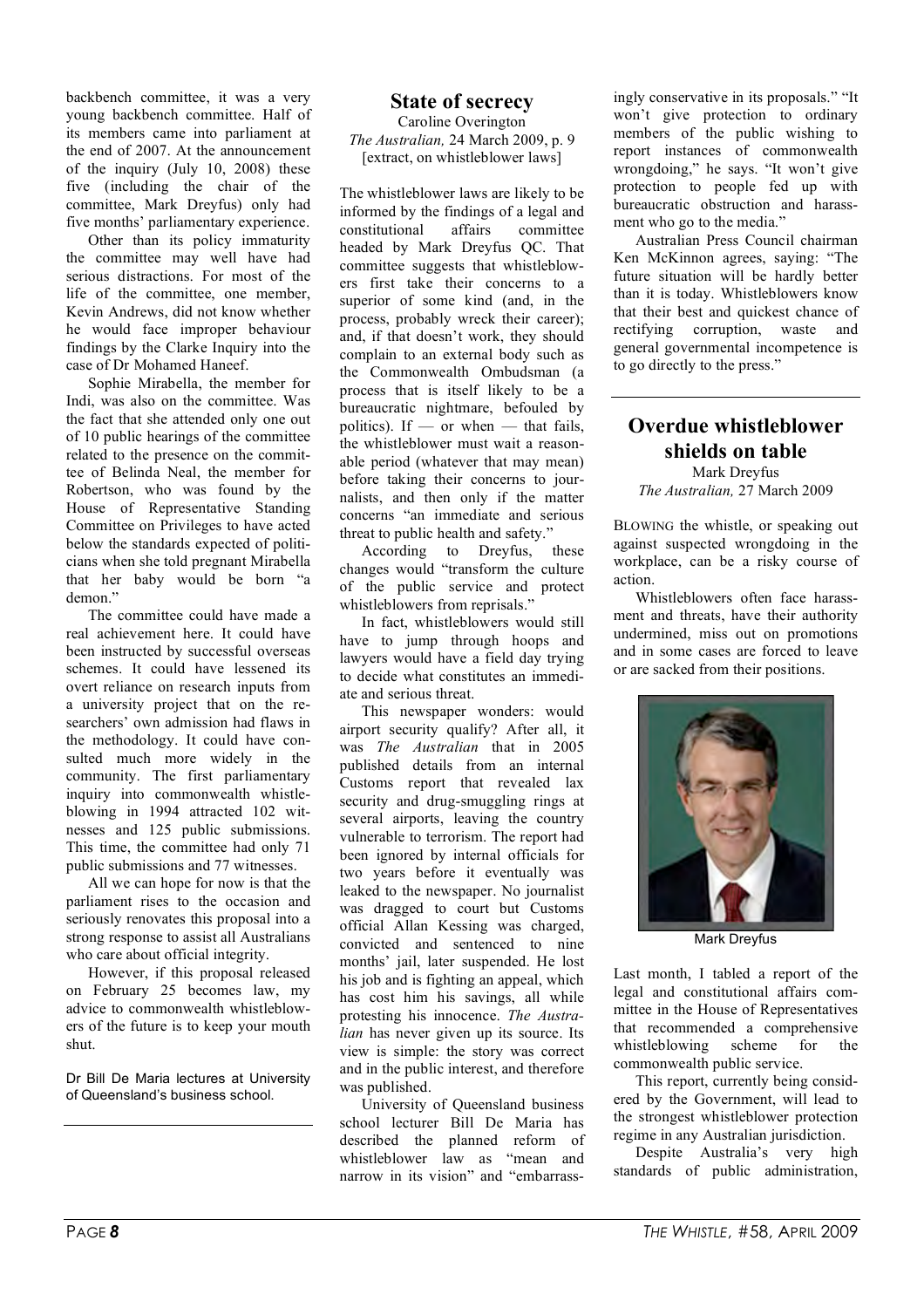backbench committee, it was a very young backbench committee. Half of its members came into parliament at the end of 2007. At the announcement of the inquiry (July 10, 2008) these five (including the chair of the committee, Mark Dreyfus) only had five months' parliamentary experience.

Other than its policy immaturity the committee may well have had serious distractions. For most of the life of the committee, one member, Kevin Andrews, did not know whether he would face improper behaviour findings by the Clarke Inquiry into the case of Dr Mohamed Haneef.

Sophie Mirabella, the member for Indi, was also on the committee. Was the fact that she attended only one out of 10 public hearings of the committee related to the presence on the committee of Belinda Neal, the member for Robertson, who was found by the House of Representative Standing Committee on Privileges to have acted below the standards expected of politicians when she told pregnant Mirabella that her baby would be born "a demon."

The committee could have made a real achievement here. It could have been instructed by successful overseas schemes. It could have lessened its overt reliance on research inputs from a university project that on the researchers' own admission had flaws in the methodology. It could have consulted much more widely in the community. The first parliamentary inquiry into commonwealth whistleblowing in 1994 attracted 102 witnesses and 125 public submissions. This time, the committee had only 71 public submissions and 77 witnesses.

All we can hope for now is that the parliament rises to the occasion and seriously renovates this proposal into a strong response to assist all Australians who care about official integrity.

However, if this proposal released on February 25 becomes law, my advice to commonwealth whistleblowers of the future is to keep your mouth shut.

Dr Bill De Maria lectures at University of Queensland's business school.

## State of secrecy

Caroline Overington
*The Australian,* 24 March 2009, p. 9
[extract, on whistleblower laws]

The whistleblower laws are likely to be informed by the findings of a legal and constitutional affairs committee headed by Mark Dreyfus QC. That committee suggests that whistleblowers first take their concerns to a superior of some kind (and, in the process, probably wreck their career); and, if that doesn't work, they should complain to an external body such as the Commonwealth Ombudsman (a process that is itself likely to be a bureaucratic nightmare, befouled by politics). If — or when — that fails, the whistleblower must wait a reasonable period (whatever that may mean) before taking their concerns to journalists, and then only if the matter concerns "an immediate and serious threat to public health and safety."

According to Dreyfus, these changes would "transform the culture of the public service and protect whistleblowers from reprisals."

In fact, whistleblowers would still have to jump through hoops and lawyers would have a field day trying to decide what constitutes an immediate and serious threat.

This newspaper wonders: would airport security qualify? After all, it was *The Australian* that in 2005 published details from an internal Customs report that revealed lax security and drug-smuggling rings at several airports, leaving the country vulnerable to terrorism. The report had been ignored by internal officials for two years before it eventually was leaked to the newspaper. No journalist was dragged to court but Customs official Allan Kessing was charged, convicted and sentenced to nine months' jail, later suspended. He lost his job and is fighting an appeal, which has cost him his savings, all while protesting his innocence. *The Australian* has never given up its source. Its view is simple: the story was correct and in the public interest, and therefore was published.

University of Queensland business school lecturer Bill De Maria has described the planned reform of whistleblower law as "mean and narrow in its vision" and "embarrassingly conservative in its proposals." "It won't give protection to ordinary members of the public wishing to report instances of commonwealth wrongdoing," he says. "It won't give protection to people fed up with bureaucratic obstruction and harassment who go to the media."

Australian Press Council chairman Ken McKinnon agrees, saying: "The future situation will be hardly better than it is today. Whistleblowers know that their best and quickest chance of rectifying corruption, waste and general governmental incompetence is to go directly to the press."

## Overdue whistleblower shields on table

Mark Dreyfus
*The Australian,* 27 March 2009

BLOWING the whistle, or speaking out against suspected wrongdoing in the workplace, can be a risky course of action.

Whistleblowers often face harassment and threats, have their authority undermined, miss out on promotions and in some cases are forced to leave or are sacked from their positions.

Mark Dreyfus

Last month, I tabled a report of the legal and constitutional affairs committee in the House of Representatives that recommended a comprehensive whistleblowing scheme for the commonwealth public service.

This report, currently being considered by the Government, will lead to the strongest whistleblower protection regime in any Australian jurisdiction.

Despite Australia's very high standards of public administration,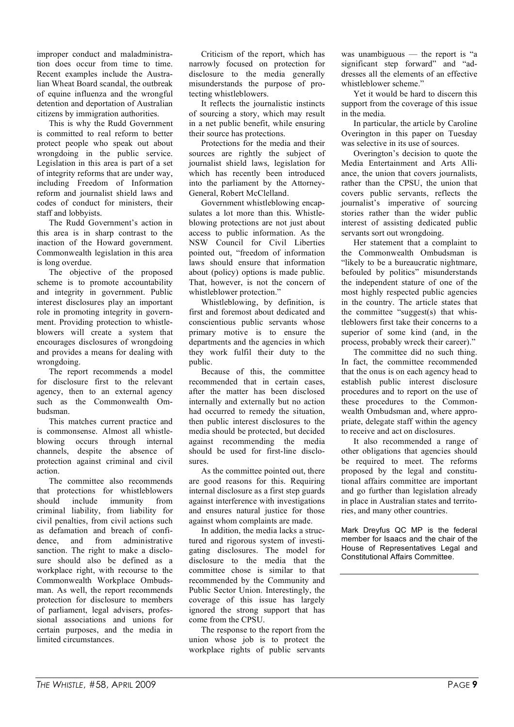improper conduct and maladministration does occur from time to time. Recent examples include the Australian Wheat Board scandal, the outbreak of equine influenza and the wrongful detention and deportation of Australian citizens by immigration authorities.

This is why the Rudd Government is committed to real reform to better protect people who speak out about wrongdoing in the public service. Legislation in this area is part of a set of integrity reforms that are under way, including Freedom of Information reform and journalist shield laws and codes of conduct for ministers, their staff and lobbyists.

The Rudd Government's action in this area is in sharp contrast to the inaction of the Howard government. Commonwealth legislation in this area is long overdue.

The objective of the proposed scheme is to promote accountability and integrity in government. Public interest disclosures play an important role in promoting integrity in government. Providing protection to whistleblowers will create a system that encourages disclosures of wrongdoing and provides a means for dealing with wrongdoing.

The report recommends a model for disclosure first to the relevant agency, then to an external agency such as the Commonwealth Ombudsman.

This matches current practice and is commonsense. Almost all whistleblowing occurs through internal channels, despite the absence of protection against criminal and civil action.

The committee also recommends that protections for whistleblowers should include immunity from criminal liability, from liability for civil penalties, from civil actions such as defamation and breach of confidence, and from administrative sanction. The right to make a disclosure should also be defined as a workplace right, with recourse to the Commonwealth Workplace Ombudsman. As well, the report recommends protection for disclosure to members of parliament, legal advisers, professional associations and unions for certain purposes, and the media in limited circumstances.

Criticism of the report, which has narrowly focused on protection for disclosure to the media generally misunderstands the purpose of protecting whistleblowers.

It reflects the journalistic instincts of sourcing a story, which may result in a net public benefit, while ensuring their source has protections.

Protections for the media and their sources are rightly the subject of journalist shield laws, legislation for which has recently been introduced into the parliament by the Attorney-General, Robert McClelland.

Government whistleblowing encapsulates a lot more than this. Whistleblowing protections are not just about access to public information. As the NSW Council for Civil Liberties pointed out, "freedom of information laws should ensure that information about (policy) options is made public. That, however, is not the concern of whistleblower protection."

Whistleblowing, by definition, is first and foremost about dedicated and conscientious public servants whose primary motive is to ensure the departments and the agencies in which they work fulfil their duty to the public.

Because of this, the committee recommended that in certain cases, after the matter has been disclosed internally and externally but no action had occurred to remedy the situation, then public interest disclosures to the media should be protected, but decided against recommending the media should be used for first-line disclosures.

As the committee pointed out, there are good reasons for this. Requiring internal disclosure as a first step guards against interference with investigations and ensures natural justice for those against whom complaints are made.

In addition, the media lacks a structured and rigorous system of investigating disclosures. The model for disclosure to the media that the committee chose is similar to that recommended by the Community and Public Sector Union. Interestingly, the coverage of this issue has largely ignored the strong support that has come from the CPSU.

The response to the report from the union whose job is to protect the workplace rights of public servants was unambiguous — the report is "a significant step forward" and "addresses all the elements of an effective whistleblower scheme."

Yet it would be hard to discern this support from the coverage of this issue in the media.

In particular, the article by Caroline Overington in this paper on Tuesday was selective in its use of sources.

Overington's decision to quote the Media Entertainment and Arts Alliance, the union that covers journalists, rather than the CPSU, the union that covers public servants, reflects the journalist's imperative of sourcing stories rather than the wider public interest of assisting dedicated public servants sort out wrongdoing.

Her statement that a complaint to the Commonwealth Ombudsman is "likely to be a bureaucratic nightmare, befouled by politics" misunderstands the independent stature of one of the most highly respected public agencies in the country. The article states that the committee "suggest(s) that whistleblowers first take their concerns to a superior of some kind (and, in the process, probably wreck their career)."

The committee did no such thing. In fact, the committee recommended that the onus is on each agency head to establish public interest disclosure procedures and to report on the use of these procedures to the Commonwealth Ombudsman and, where appropriate, delegate staff within the agency to receive and act on disclosures.

It also recommended a range of other obligations that agencies should be required to meet. The reforms proposed by the legal and constitutional affairs committee are important and go further than legislation already in place in Australian states and territories, and many other countries.

Mark Dreyfus QC MP is the federal member for Isaacs and the chair of the House of Representatives Legal and Constitutional Affairs Committee.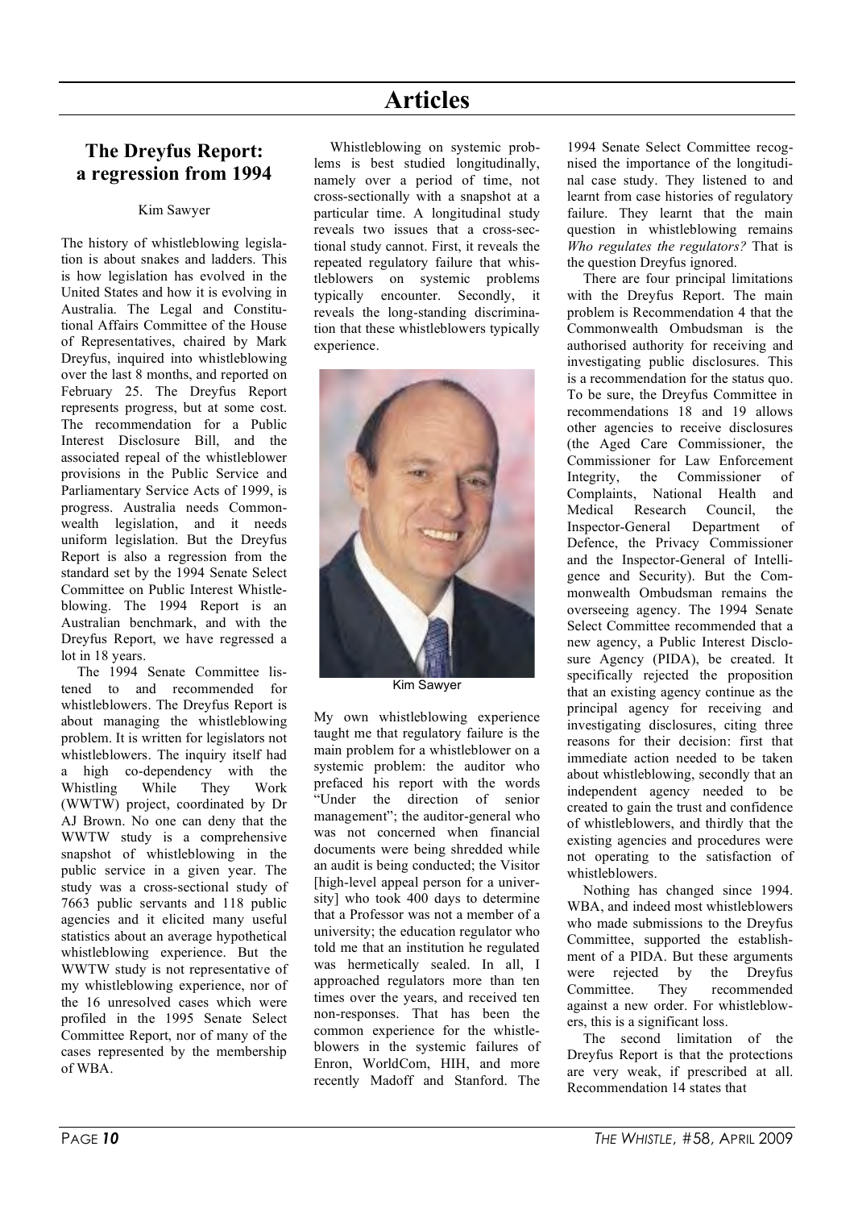## Articles

### The Dreyfus Report: a regression from 1994

Kim Sawyer

The history of whistleblowing legislation is about snakes and ladders. This is how legislation has evolved in the United States and how it is evolving in Australia. The Legal and Constitutional Affairs Committee of the House of Representatives, chaired by Mark Dreyfus, inquired into whistleblowing over the last 8 months, and reported on February 25. The Dreyfus Report represents progress, but at some cost. The recommendation for a Public Interest Disclosure Bill, and the associated repeal of the whistleblower provisions in the Public Service and Parliamentary Service Acts of 1999, is progress. Australia needs Commonwealth legislation, and it needs uniform legislation. But the Dreyfus Report is also a regression from the standard set by the 1994 Senate Select Committee on Public Interest Whistleblowing. The 1994 Report is an Australian benchmark, and with the Dreyfus Report, we have regressed a lot in 18 years.

The 1994 Senate Committee listened to and recommended for whistleblowers. The Dreyfus Report is about managing the whistleblowing problem. It is written for legislators not whistleblowers. The inquiry itself had a high co-dependency with the Whistling While They Work (WWTW) project, coordinated by Dr AJ Brown. No one can deny that the WWTW study is a comprehensive snapshot of whistleblowing in the public service in a given year. The study was a cross-sectional study of 7663 public servants and 118 public agencies and it elicited many useful statistics about an average hypothetical whistleblowing experience. But the WWTW study is not representative of my whistleblowing experience, nor of the 16 unresolved cases which were profiled in the 1995 Senate Select Committee Report, nor of many of the cases represented by the membership of WBA.

Whistleblowing on systemic problems is best studied longitudinally, namely over a period of time, not cross-sectionally with a snapshot at a particular time. A longitudinal study reveals two issues that a cross-sectional study cannot. First, it reveals the repeated regulatory failure that whistleblowers on systemic problems typically encounter. Secondly, it reveals the long-standing discrimination that these whistleblowers typically experience.

Kim Sawyer

My own whistleblowing experience taught me that regulatory failure is the main problem for a whistleblower on a systemic problem: the auditor who prefaced his report with the words "Under the direction of senior management"; the auditor-general who was not concerned when financial documents were being shredded while an audit is being conducted; the Visitor [high-level appeal person for a university] who took 400 days to determine that a Professor was not a member of a university; the education regulator who told me that an institution he regulated was hermetically sealed. In all, I approached regulators more than ten times over the years, and received ten non-responses. That has been the common experience for the whistleblowers in the systemic failures of Enron, WorldCom, HIH, and more recently Madoff and Stanford. The 1994 Senate Select Committee recognised the importance of the longitudinal case study. They listened to and learnt from case histories of regulatory failure. They learnt that the main question in whistleblowing remains *Who regulates the regulators?* That is the question Dreyfus ignored.

There are four principal limitations with the Dreyfus Report. The main problem is Recommendation 4 that the Commonwealth Ombudsman is the authorised authority for receiving and investigating public disclosures. This is a recommendation for the status quo. To be sure, the Dreyfus Committee in recommendations 18 and 19 allows other agencies to receive disclosures (the Aged Care Commissioner, the Commissioner for Law Enforcement Integrity, the Commissioner of Complaints, National Health and Medical Research Council, the Inspector-General Department of Defence, the Privacy Commissioner and the Inspector-General of Intelligence and Security). But the Commonwealth Ombudsman remains the overseeing agency. The 1994 Senate Select Committee recommended that a new agency, a Public Interest Disclosure Agency (PIDA), be created. It specifically rejected the proposition that an existing agency continue as the principal agency for receiving and investigating disclosures, citing three reasons for their decision: first that immediate action needed to be taken about whistleblowing, secondly that an independent agency needed to be created to gain the trust and confidence of whistleblowers, and thirdly that the existing agencies and procedures were not operating to the satisfaction of whistleblowers.

Nothing has changed since 1994. WBA, and indeed most whistleblowers who made submissions to the Dreyfus Committee, supported the establishment of a PIDA. But these arguments were rejected by the Dreyfus Committee. They recommended against a new order. For whistleblowers, this is a significant loss.

The second limitation of the Dreyfus Report is that the protections are very weak, if prescribed at all. Recommendation 14 states that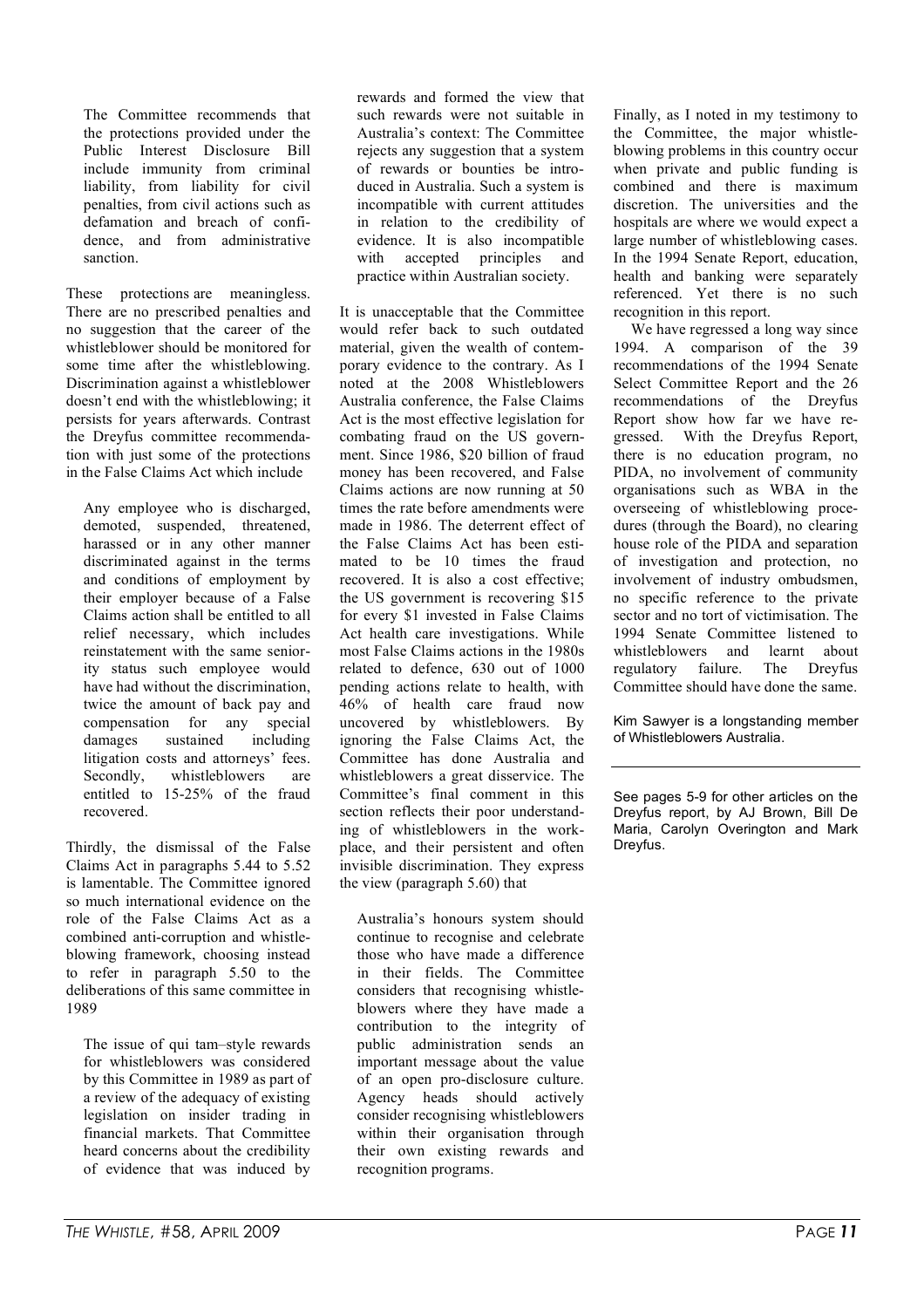> The Committee recommends that the protections provided under the Public Interest Disclosure Bill include immunity from criminal liability, from liability for civil penalties, from civil actions such as defamation and breach of confidence, and from administrative sanction.

These protections are meaningless. There are no prescribed penalties and no suggestion that the career of the whistleblower should be monitored for some time after the whistleblowing. Discrimination against a whistleblower doesn't end with the whistleblowing; it persists for years afterwards. Contrast the Dreyfus committee recommendation with just some of the protections in the False Claims Act which include

> Any employee who is discharged, demoted, suspended, threatened, harassed or in any other manner discriminated against in the terms and conditions of employment by their employer because of a False Claims action shall be entitled to all relief necessary, which includes reinstatement with the same seniority status such employee would have had without the discrimination, twice the amount of back pay and compensation for any special damages sustained including litigation costs and attorneys' fees. Secondly, whistleblowers are entitled to 15-25% of the fraud recovered.

Thirdly, the dismissal of the False Claims Act in paragraphs 5.44 to 5.52 is lamentable. The Committee ignored so much international evidence on the role of the False Claims Act as a combined anti-corruption and whistleblowing framework, choosing instead to refer in paragraph 5.50 to the deliberations of this same committee in 1989

> The issue of qui tam–style rewards for whistleblowers was considered by this Committee in 1989 as part of a review of the adequacy of existing legislation on insider trading in financial markets. That Committee heard concerns about the credibility of evidence that was induced by rewards and formed the view that such rewards were not suitable in Australia's context: The Committee rejects any suggestion that a system of rewards or bounties be introduced in Australia. Such a system is incompatible with current attitudes in relation to the credibility of evidence. It is also incompatible with accepted principles and practice within Australian society.

It is unacceptable that the Committee would refer back to such outdated material, given the wealth of contemporary evidence to the contrary. As I noted at the 2008 Whistleblowers Australia conference, the False Claims Act is the most effective legislation for combating fraud on the US government. Since 1986, $20 billion of fraud money has been recovered, and False Claims actions are now running at 50 times the rate before amendments were made in 1986. The deterrent effect of the False Claims Act has been estimated to be 10 times the fraud recovered. It is also a cost effective; the US government is recovering $15 for every $1 invested in False Claims Act health care investigations. While most False Claims actions in the 1980s related to defence, 630 out of 1000 pending actions relate to health, with 46% of health care fraud now uncovered by whistleblowers. By ignoring the False Claims Act, the Committee has done Australia and whistleblowers a great disservice. The Committee's final comment in this section reflects their poor understanding of whistleblowers in the workplace, and their persistent and often invisible discrimination. They express the view (paragraph 5.60) that

> Australia's honours system should continue to recognise and celebrate those who have made a difference in their fields. The Committee considers that recognising whistleblowers where they have made a contribution to the integrity of public administration sends an important message about the value of an open pro-disclosure culture. Agency heads should actively consider recognising whistleblowers within their organisation through their own existing rewards and recognition programs.

Finally, as I noted in my testimony to the Committee, the major whistleblowing problems in this country occur when private and public funding is combined and there is maximum discretion. The universities and the hospitals are where we would expect a large number of whistleblowing cases. In the 1994 Senate Report, education, health and banking were separately referenced. Yet there is no such recognition in this report.

We have regressed a long way since 1994. A comparison of the 39 recommendations of the 1994 Senate Select Committee Report and the 26 recommendations of the Dreyfus Report show how far we have regressed. With the Dreyfus Report, there is no education program, no PIDA, no involvement of community organisations such as WBA in the overseeing of whistleblowing procedures (through the Board), no clearing house role of the PIDA and separation of investigation and protection, no involvement of industry ombudsmen, no specific reference to the private sector and no tort of victimisation. The 1994 Senate Committee listened to whistleblowers and learnt about regulatory failure. The Dreyfus Committee should have done the same.

Kim Sawyer is a longstanding member of Whistleblowers Australia.

---

See pages 5-9 for other articles on the Dreyfus report, by AJ Brown, Bill De Maria, Carolyn Overington and Mark Dreyfus.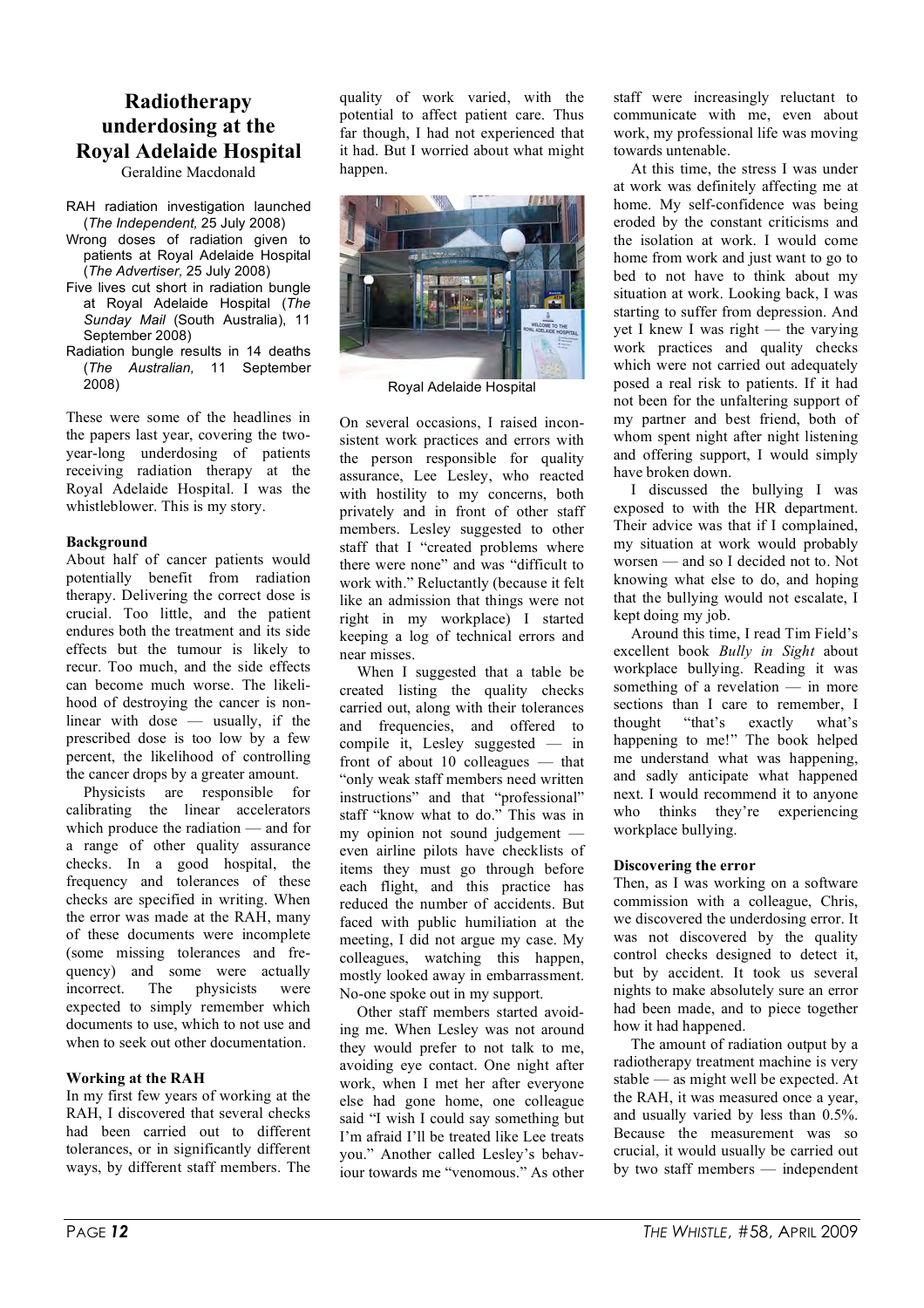# Radiotherapy underdosing at the Royal Adelaide Hospital

Geraldine Macdonald

- RAH radiation investigation launched (*The Independent,* 25 July 2008)
- Wrong doses of radiation given to patients at Royal Adelaide Hospital (*The Advertiser,* 25 July 2008)
- Five lives cut short in radiation bungle at Royal Adelaide Hospital (*The Sunday Mail* (South Australia), 11 September 2008)
- Radiation bungle results in 14 deaths (*The Australian,* 11 September 2008)

These were some of the headlines in the papers last year, covering the two-year-long underdosing of patients receiving radiation therapy at the Royal Adelaide Hospital. I was the whistleblower. This is my story.

**Background**

About half of cancer patients would potentially benefit from radiation therapy. Delivering the correct dose is crucial. Too little, and the patient endures both the treatment and its side effects but the tumour is likely to recur. Too much, and the side effects can become much worse. The likelihood of destroying the cancer is non-linear with dose — usually, if the prescribed dose is too low by a few percent, the likelihood of controlling the cancer drops by a greater amount.

Physicists are responsible for calibrating the linear accelerators which produce the radiation — and for a range of other quality assurance checks. In a good hospital, the frequency and tolerances of these checks are specified in writing. When the error was made at the RAH, many of these documents were incomplete (some missing tolerances and frequency) and some were actually incorrect. The physicists were expected to simply remember which documents to use, which to not use and when to seek out other documentation.

**Working at the RAH**

In my first few years of working at the RAH, I discovered that several checks had been carried out to different tolerances, or in significantly different ways, by different staff members. The quality of work varied, with the potential to affect patient care. Thus far though, I had not experienced that it had. But I worried about what might happen.

Royal Adelaide Hospital

On several occasions, I raised inconsistent work practices and errors with the person responsible for quality assurance, Lee Lesley, who reacted with hostility to my concerns, both privately and in front of other staff members. Lesley suggested to other staff that I "created problems where there were none" and was "difficult to work with." Reluctantly (because it felt like an admission that things were not right in my workplace) I started keeping a log of technical errors and near misses.

When I suggested that a table be created listing the quality checks carried out, along with their tolerances and frequencies, and offered to compile it, Lesley suggested — in front of about 10 colleagues — that "only weak staff members need written instructions" and that "professional" staff "know what to do." This was in my opinion not sound judgement — even airline pilots have checklists of items they must go through before each flight, and this practice has reduced the number of accidents. But faced with public humiliation at the meeting, I did not argue my case. My colleagues, watching this happen, mostly looked away in embarrassment. No-one spoke out in my support.

Other staff members started avoiding me. When Lesley was not around they would prefer to not talk to me, avoiding eye contact. One night after work, when I met her after everyone else had gone home, one colleague said "I wish I could say something but I'm afraid I'll be treated like Lee treats you." Another called Lesley's behaviour towards me "venomous." As other staff were increasingly reluctant to communicate with me, even about work, my professional life was moving towards untenable.

At this time, the stress I was under at work was definitely affecting me at home. My self-confidence was being eroded by the constant criticisms and the isolation at work. I would come home from work and just want to go to bed to not have to think about my situation at work. Looking back, I was starting to suffer from depression. And yet I knew I was right — the varying work practices and quality checks which were not carried out adequately posed a real risk to patients. If it had not been for the unfaltering support of my partner and best friend, both of whom spent night after night listening and offering support, I would simply have broken down.

I discussed the bullying I was exposed to with the HR department. Their advice was that if I complained, my situation at work would probably worsen — and so I decided not to. Not knowing what else to do, and hoping that the bullying would not escalate, I kept doing my job.

Around this time, I read Tim Field's excellent book *Bully in Sight* about workplace bullying. Reading it was something of a revelation — in more sections than I care to remember, I thought "that's exactly what's happening to me!" The book helped me understand what was happening, and sadly anticipate what happened next. I would recommend it to anyone who thinks they're experiencing workplace bullying.

**Discovering the error**

Then, as I was working on a software commission with a colleague, Chris, we discovered the underdosing error. It was not discovered by the quality control checks designed to detect it, but by accident. It took us several nights to make absolutely sure an error had been made, and to piece together how it had happened.

The amount of radiation output by a radiotherapy treatment machine is very stable — as might well be expected. At the RAH, it was measured once a year, and usually varied by less than 0.5%. Because the measurement was so crucial, it would usually be carried out by two staff members — independent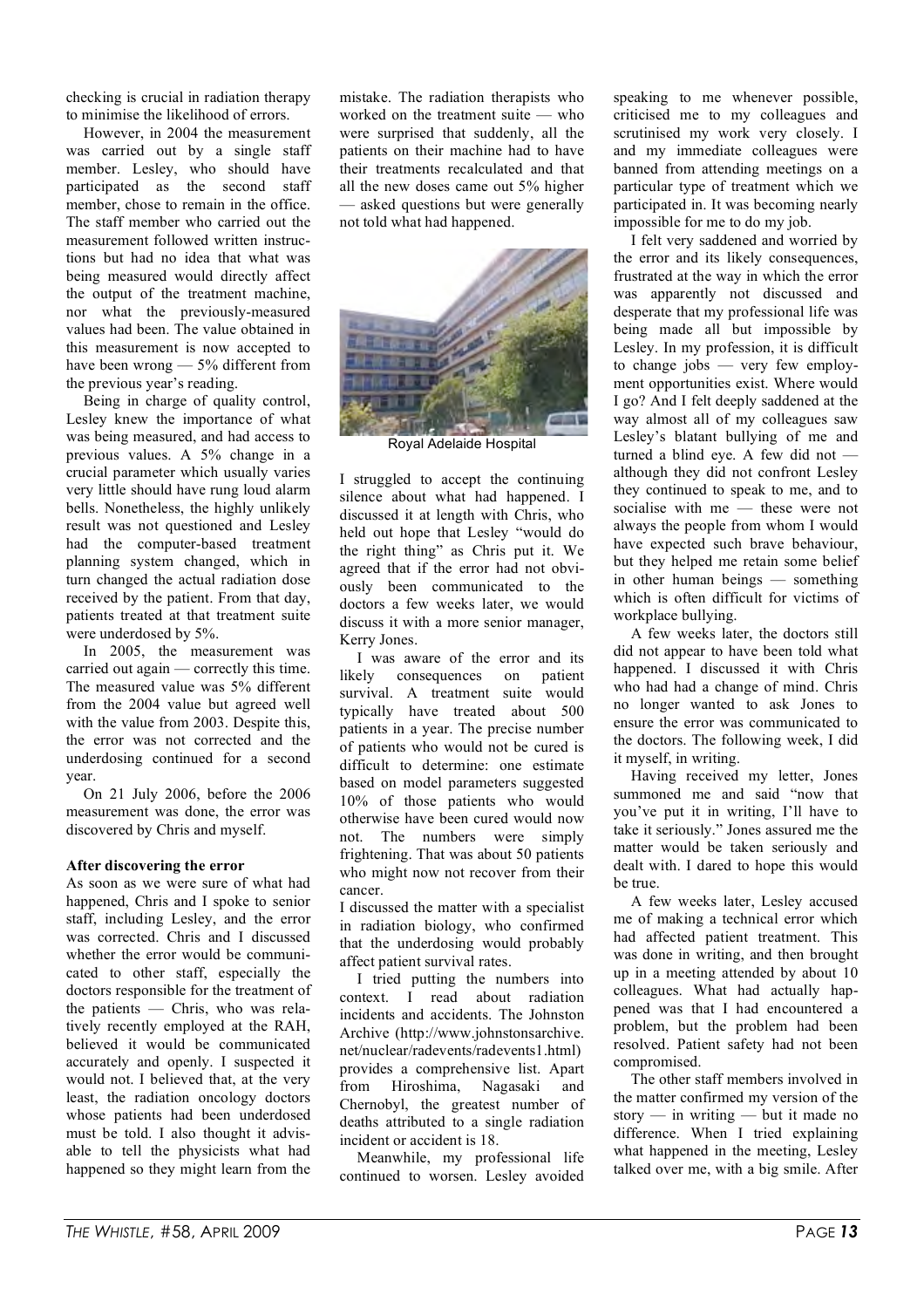checking is crucial in radiation therapy to minimise the likelihood of errors.

However, in 2004 the measurement was carried out by a single staff member. Lesley, who should have participated as the second staff member, chose to remain in the office. The staff member who carried out the measurement followed written instructions but had no idea that what was being measured would directly affect the output of the treatment machine, nor what the previously-measured values had been. The value obtained in this measurement is now accepted to have been wrong — 5% different from the previous year's reading.

Being in charge of quality control, Lesley knew the importance of what was being measured, and had access to previous values. A 5% change in a crucial parameter which usually varies very little should have rung loud alarm bells. Nonetheless, the highly unlikely result was not questioned and Lesley had the computer-based treatment planning system changed, which in turn changed the actual radiation dose received by the patient. From that day, patients treated at that treatment suite were underdosed by 5%.

In 2005, the measurement was carried out again — correctly this time. The measured value was 5% different from the 2004 value but agreed well with the value from 2003. Despite this, the error was not corrected and the underdosing continued for a second year.

On 21 July 2006, before the 2006 measurement was done, the error was discovered by Chris and myself.

**After discovering the error**

As soon as we were sure of what had happened, Chris and I spoke to senior staff, including Lesley, and the error was corrected. Chris and I discussed whether the error would be communicated to other staff, especially the doctors responsible for the treatment of the patients — Chris, who was relatively recently employed at the RAH, believed it would be communicated accurately and openly. I suspected it would not. I believed that, at the very least, the radiation oncology doctors whose patients had been underdosed must be told. I also thought it advisable to tell the physicists what had happened so they might learn from the mistake. The radiation therapists who worked on the treatment suite — who were surprised that suddenly, all the patients on their machine had to have their treatments recalculated and that all the new doses came out 5% higher — asked questions but were generally not told what had happened.

Royal Adelaide Hospital

I struggled to accept the continuing silence about what had happened. I discussed it at length with Chris, who held out hope that Lesley "would do the right thing" as Chris put it. We agreed that if the error had not obviously been communicated to the doctors a few weeks later, we would discuss it with a more senior manager, Kerry Jones.

I was aware of the error and its likely consequences on patient survival. A treatment suite would typically have treated about 500 patients in a year. The precise number of patients who would not be cured is difficult to determine: one estimate based on model parameters suggested 10% of those patients who would otherwise have been cured would now not. The numbers were simply frightening. That was about 50 patients who might now not recover from their cancer.

I discussed the matter with a specialist in radiation biology, who confirmed that the underdosing would probably affect patient survival rates.

I tried putting the numbers into context. I read about radiation incidents and accidents. The Johnston Archive (http://www.johnstonsarchive.net/nuclear/radevents/radevents1.html) provides a comprehensive list. Apart from Hiroshima, Nagasaki and Chernobyl, the greatest number of deaths attributed to a single radiation incident or accident is 18.

Meanwhile, my professional life continued to worsen. Lesley avoided speaking to me whenever possible, criticised me to my colleagues and scrutinised my work very closely. I and my immediate colleagues were banned from attending meetings on a particular type of treatment which we participated in. It was becoming nearly impossible for me to do my job.

I felt very saddened and worried by the error and its likely consequences, frustrated at the way in which the error was apparently not discussed and desperate that my professional life was being made all but impossible by Lesley. In my profession, it is difficult to change jobs — very few employment opportunities exist. Where would I go? And I felt deeply saddened at the way almost all of my colleagues saw Lesley's blatant bullying of me and turned a blind eye. A few did not — although they did not confront Lesley they continued to speak to me, and to socialise with me — these were not always the people from whom I would have expected such brave behaviour, but they helped me retain some belief in other human beings — something which is often difficult for victims of workplace bullying.

A few weeks later, the doctors still did not appear to have been told what happened. I discussed it with Chris who had had a change of mind. Chris no longer wanted to ask Jones to ensure the error was communicated to the doctors. The following week, I did it myself, in writing.

Having received my letter, Jones summoned me and said "now that you've put it in writing, I'll have to take it seriously." Jones assured me the matter would be taken seriously and dealt with. I dared to hope this would be true.

A few weeks later, Lesley accused me of making a technical error which had affected patient treatment. This was done in writing, and then brought up in a meeting attended by about 10 colleagues. What had actually happened was that I had encountered a problem, but the problem had been resolved. Patient safety had not been compromised.

The other staff members involved in the matter confirmed my version of the story — in writing — but it made no difference. When I tried explaining what happened in the meeting, Lesley talked over me, with a big smile. After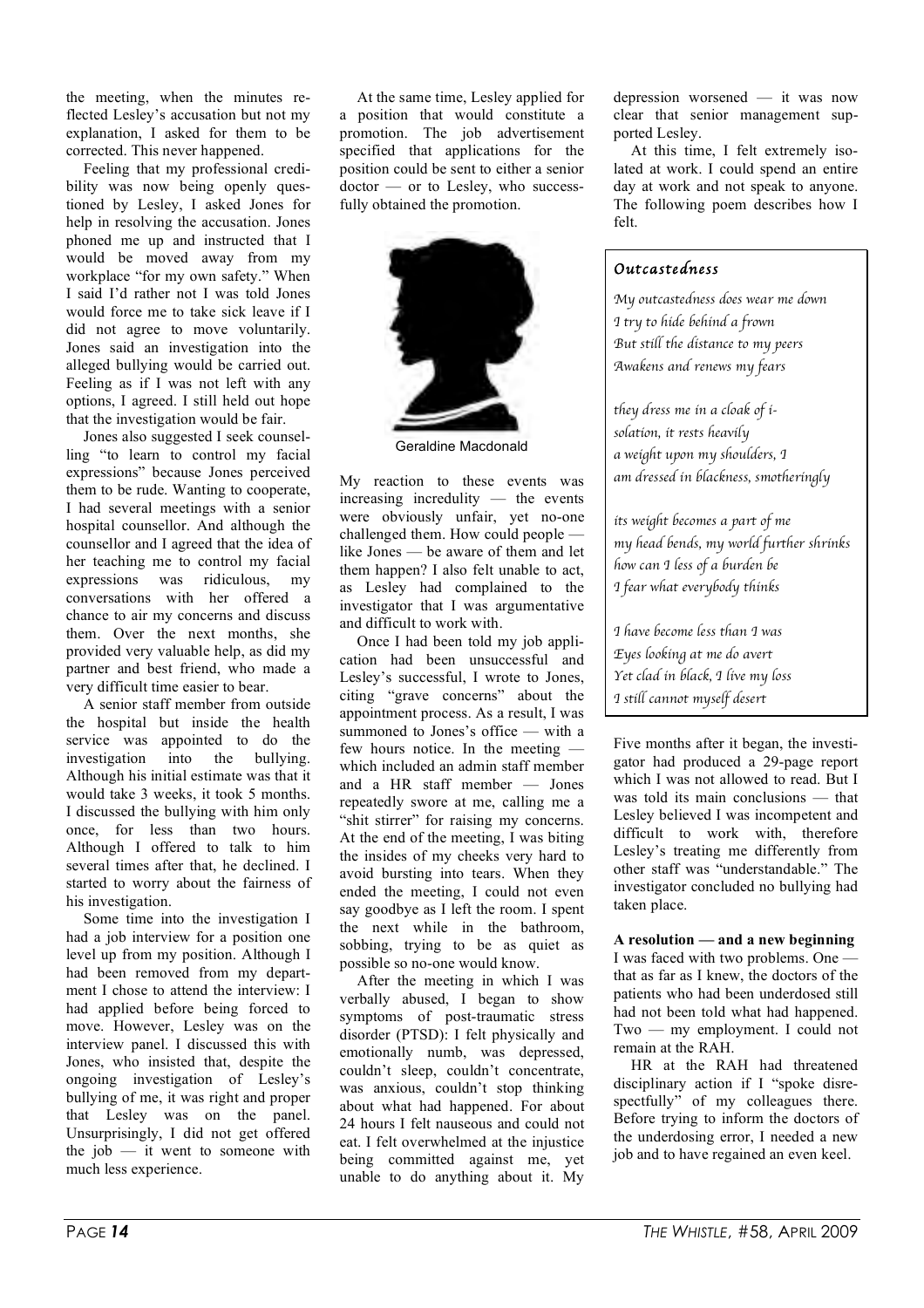the meeting, when the minutes reflected Lesley's accusation but not my explanation, I asked for them to be corrected. This never happened.

Feeling that my professional credibility was now being openly questioned by Lesley, I asked Jones for help in resolving the accusation. Jones phoned me up and instructed that I would be moved away from my workplace "for my own safety." When I said I'd rather not I was told Jones would force me to take sick leave if I did not agree to move voluntarily. Jones said an investigation into the alleged bullying would be carried out. Feeling as if I was not left with any options, I agreed. I still held out hope that the investigation would be fair.

Jones also suggested I seek counselling "to learn to control my facial expressions" because Jones perceived them to be rude. Wanting to cooperate, I had several meetings with a senior hospital counsellor. And although the counsellor and I agreed that the idea of her teaching me to control my facial expressions was ridiculous, my conversations with her offered a chance to air my concerns and discuss them. Over the next months, she provided very valuable help, as did my partner and best friend, who made a very difficult time easier to bear.

A senior staff member from outside the hospital but inside the health service was appointed to do the investigation into the bullying. Although his initial estimate was that it would take 3 weeks, it took 5 months. I discussed the bullying with him only once, for less than two hours. Although I offered to talk to him several times after that, he declined. I started to worry about the fairness of his investigation.

Some time into the investigation I had a job interview for a position one level up from my position. Although I had been removed from my department I chose to attend the interview: I had applied before being forced to move. However, Lesley was on the interview panel. I discussed this with Jones, who insisted that, despite the ongoing investigation of Lesley's bullying of me, it was right and proper that Lesley was on the panel. Unsurprisingly, I did not get offered the job — it went to someone with much less experience.

At the same time, Lesley applied for a position that would constitute a promotion. The job advertisement specified that applications for the position could be sent to either a senior doctor — or to Lesley, who successfully obtained the promotion.

Geraldine Macdonald

My reaction to these events was increasing incredulity — the events were obviously unfair, yet no-one challenged them. How could people — like Jones — be aware of them and let them happen? I also felt unable to act, as Lesley had complained to the investigator that I was argumentative and difficult to work with.

Once I had been told my job application had been unsuccessful and Lesley's successful, I wrote to Jones, citing "grave concerns" about the appointment process. As a result, I was summoned to Jones's office — with a few hours notice. In the meeting — which included an admin staff member and a HR staff member — Jones repeatedly swore at me, calling me a "shit stirrer" for raising my concerns. At the end of the meeting, I was biting the insides of my cheeks very hard to avoid bursting into tears. When they ended the meeting, I could not even say goodbye as I left the room. I spent the next while in the bathroom, sobbing, trying to be as quiet as possible so no-one would know.

After the meeting in which I was verbally abused, I began to show symptoms of post-traumatic stress disorder (PTSD): I felt physically and emotionally numb, was depressed, couldn't sleep, couldn't concentrate, was anxious, couldn't stop thinking about what had happened. For about 24 hours I felt nauseous and could not eat. I felt overwhelmed at the injustice being committed against me, yet unable to do anything about it. My depression worsened — it was now clear that senior management supported Lesley.

At this time, I felt extremely isolated at work. I could spend an entire day at work and not speak to anyone. The following poem describes how I felt.

### *Outcastedness*

*My outcastedness does wear me down*
*I try to hide behind a frown*
*But still the distance to my peers*
*Awakens and renews my fears*

*they dress me in a cloak of i-*
*solation, it rests heavily*
*a weight upon my shoulders, I*
*am dressed in blackness, smotheringly*

*its weight becomes a part of me*
*my head bends, my world further shrinks*
*how can I less of a burden be*
*I fear what everybody thinks*

*I have become less than I was*
*Eyes looking at me do avert*
*Yet clad in black, I live my loss*
*I still cannot myself desert*

Five months after it began, the investigator had produced a 29-page report which I was not allowed to read. But I was told its main conclusions — that Lesley believed I was incompetent and difficult to work with, therefore Lesley's treating me differently from other staff was "understandable." The investigator concluded no bullying had taken place.

**A resolution — and a new beginning**

I was faced with two problems. One — that as far as I knew, the doctors of the patients who had been underdosed still had not been told what had happened. Two — my employment. I could not remain at the RAH.

HR at the RAH had threatened disciplinary action if I "spoke disrespectfully" of my colleagues there. Before trying to inform the doctors of the underdosing error, I needed a new job and to have regained an even keel.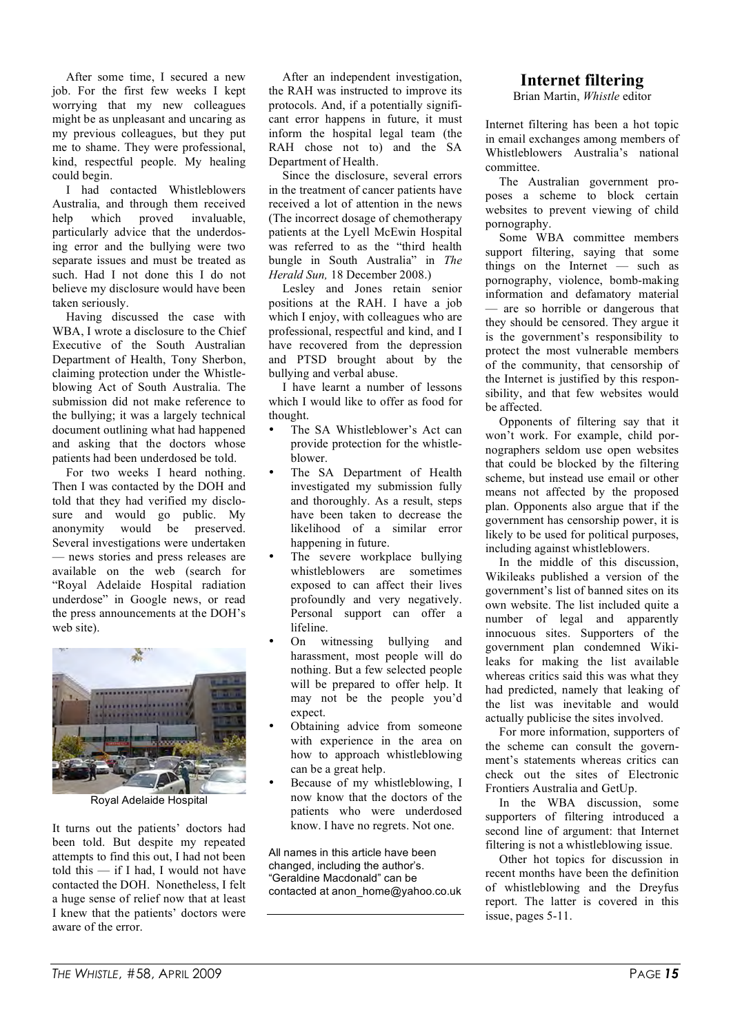After some time, I secured a new job. For the first few weeks I kept worrying that my new colleagues might be as unpleasant and uncaring as my previous colleagues, but they put me to shame. They were professional, kind, respectful people. My healing could begin.

I had contacted Whistleblowers Australia, and through them received help which proved invaluable, particularly advice that the underdosing error and the bullying were two separate issues and must be treated as such. Had I not done this I do not believe my disclosure would have been taken seriously.

Having discussed the case with WBA, I wrote a disclosure to the Chief Executive of the South Australian Department of Health, Tony Sherbon, claiming protection under the Whistleblowing Act of South Australia. The submission did not make reference to the bullying; it was a largely technical document outlining what had happened and asking that the doctors whose patients had been underdosed be told.

For two weeks I heard nothing. Then I was contacted by the DOH and told that they had verified my disclosure and would go public. My anonymity would be preserved. Several investigations were undertaken — news stories and press releases are available on the web (search for "Royal Adelaide Hospital radiation underdose" in Google news, or read the press announcements at the DOH's web site).

Royal Adelaide Hospital

It turns out the patients' doctors had been told. But despite my repeated attempts to find this out, I had not been told this — if I had, I would not have contacted the DOH. Nonetheless, I felt a huge sense of relief now that at least I knew that the patients' doctors were aware of the error.

After an independent investigation, the RAH was instructed to improve its protocols. And, if a potentially significant error happens in future, it must inform the hospital legal team (the RAH chose not to) and the SA Department of Health.

Since the disclosure, several errors in the treatment of cancer patients have received a lot of attention in the news (The incorrect dosage of chemotherapy patients at the Lyell McEwin Hospital was referred to as the "third health bungle in South Australia" in *The Herald Sun,* 18 December 2008.)

Lesley and Jones retain senior positions at the RAH. I have a job which I enjoy, with colleagues who are professional, respectful and kind, and I have recovered from the depression and PTSD brought about by the bullying and verbal abuse.

I have learnt a number of lessons which I would like to offer as food for thought.

- The SA Whistleblower's Act can provide protection for the whistleblower.
- The SA Department of Health investigated my submission fully and thoroughly. As a result, steps have been taken to decrease the likelihood of a similar error happening in future.
- The severe workplace bullying whistleblowers are sometimes exposed to can affect their lives profoundly and very negatively. Personal support can offer a lifeline.
- On witnessing bullying and harassment, most people will do nothing. But a few selected people will be prepared to offer help. It may not be the people you'd expect.
- Obtaining advice from someone with experience in the area on how to approach whistleblowing can be a great help.
- Because of my whistleblowing, I now know that the doctors of the patients who were underdosed know. I have no regrets. Not one.

All names in this article have been changed, including the author's. "Geraldine Macdonald" can be contacted at anon_home@yahoo.co.uk

---

## Internet filtering

Brian Martin, *Whistle* editor

Internet filtering has been a hot topic in email exchanges among members of Whistleblowers Australia's national committee.

The Australian government proposes a scheme to block certain websites to prevent viewing of child pornography.

Some WBA committee members support filtering, saying that some things on the Internet — such as pornography, violence, bomb-making information and defamatory material — are so horrible or dangerous that they should be censored. They argue it is the government's responsibility to protect the most vulnerable members of the community, that censorship of the Internet is justified by this responsibility, and that few websites would be affected.

Opponents of filtering say that it won't work. For example, child pornographers seldom use open websites that could be blocked by the filtering scheme, but instead use email or other means not affected by the proposed plan. Opponents also argue that if the government has censorship power, it is likely to be used for political purposes, including against whistleblowers.

In the middle of this discussion, Wikileaks published a version of the government's list of banned sites on its own website. The list included quite a number of legal and apparently innocuous sites. Supporters of the government plan condemned Wikileaks for making the list available whereas critics said this was what they had predicted, namely that leaking of the list was inevitable and would actually publicise the sites involved.

For more information, supporters of the scheme can consult the government's statements whereas critics can check out the sites of Electronic Frontiers Australia and GetUp.

In the WBA discussion, some supporters of filtering introduced a second line of argument: that Internet filtering is not a whistleblowing issue.

Other hot topics for discussion in recent months have been the definition of whistleblowing and the Dreyfus report. The latter is covered in this issue, pages 5-11.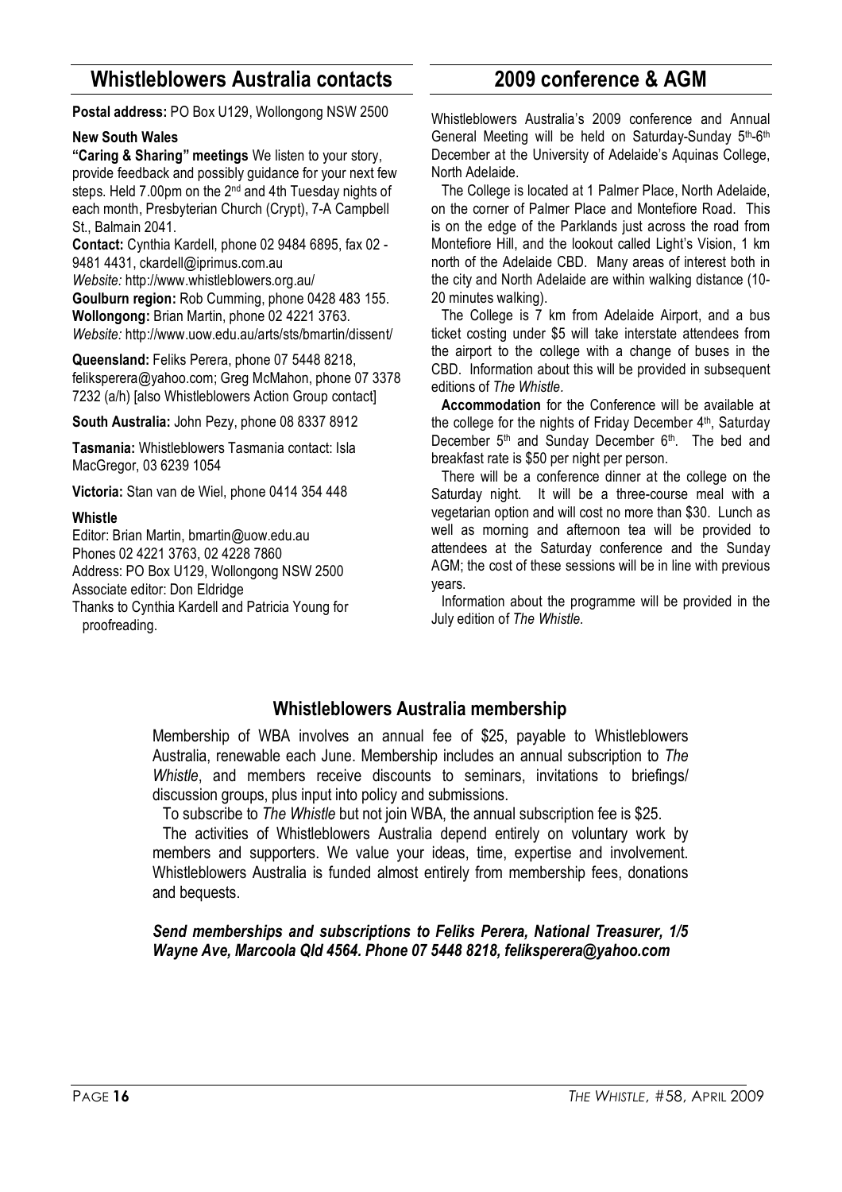## Whistleblowers Australia contacts

**Postal address:** PO Box U129, Wollongong NSW 2500

**New South Wales**

**"Caring & Sharing" meetings** We listen to your story, provide feedback and possibly guidance for your next few steps. Held 7.00pm on the 2nd and 4th Tuesday nights of each month, Presbyterian Church (Crypt), 7-A Campbell St., Balmain 2041.

**Contact:** Cynthia Kardell, phone 02 9484 6895, fax 02 - 9481 4431, ckardell@iprimus.com.au

*Website:* http://www.whistleblowers.org.au/

**Goulburn region:** Rob Cumming, phone 0428 483 155.

**Wollongong:** Brian Martin, phone 02 4221 3763.

*Website:* http://www.uow.edu.au/arts/sts/bmartin/dissent/

**Queensland:** Feliks Perera, phone 07 5448 8218, feliksperera@yahoo.com; Greg McMahon, phone 07 3378 7232 (a/h) [also Whistleblowers Action Group contact]

**South Australia:** John Pezy, phone 08 8337 8912

**Tasmania:** Whistleblowers Tasmania contact: Isla MacGregor, 03 6239 1054

**Victoria:** Stan van de Wiel, phone 0414 354 448

**Whistle**

Editor: Brian Martin, bmartin@uow.edu.au
Phones 02 4221 3763, 02 4228 7860
Address: PO Box U129, Wollongong NSW 2500
Associate editor: Don Eldridge
Thanks to Cynthia Kardell and Patricia Young for proofreading.

## 2009 conference & AGM

Whistleblowers Australia's 2009 conference and Annual General Meeting will be held on Saturday-Sunday 5th-6th December at the University of Adelaide's Aquinas College, North Adelaide.

The College is located at 1 Palmer Place, North Adelaide, on the corner of Palmer Place and Montefiore Road. This is on the edge of the Parklands just across the road from Montefiore Hill, and the lookout called Light's Vision, 1 km north of the Adelaide CBD. Many areas of interest both in the city and North Adelaide are within walking distance (10-20 minutes walking).

The College is 7 km from Adelaide Airport, and a bus ticket costing under $5 will take interstate attendees from the airport to the college with a change of buses in the CBD. Information about this will be provided in subsequent editions of *The Whistle*.

**Accommodation** for the Conference will be available at the college for the nights of Friday December 4th, Saturday December 5th and Sunday December 6th. The bed and breakfast rate is $50 per night per person.

There will be a conference dinner at the college on the Saturday night. It will be a three-course meal with a vegetarian option and will cost no more than $30. Lunch as well as morning and afternoon tea will be provided to attendees at the Saturday conference and the Sunday AGM; the cost of these sessions will be in line with previous years.

Information about the programme will be provided in the July edition of *The Whistle.*

## Whistleblowers Australia membership

Membership of WBA involves an annual fee of $25, payable to Whistleblowers Australia, renewable each June. Membership includes an annual subscription to *The Whistle*, and members receive discounts to seminars, invitations to briefings/discussion groups, plus input into policy and submissions.

To subscribe to *The Whistle* but not join WBA, the annual subscription fee is $25.

The activities of Whistleblowers Australia depend entirely on voluntary work by members and supporters. We value your ideas, time, expertise and involvement. Whistleblowers Australia is funded almost entirely from membership fees, donations and bequests.

***Send memberships and subscriptions to Feliks Perera, National Treasurer, 1/5 Wayne Ave, Marcoola Qld 4564. Phone 07 5448 8218, feliksperera@yahoo.com***